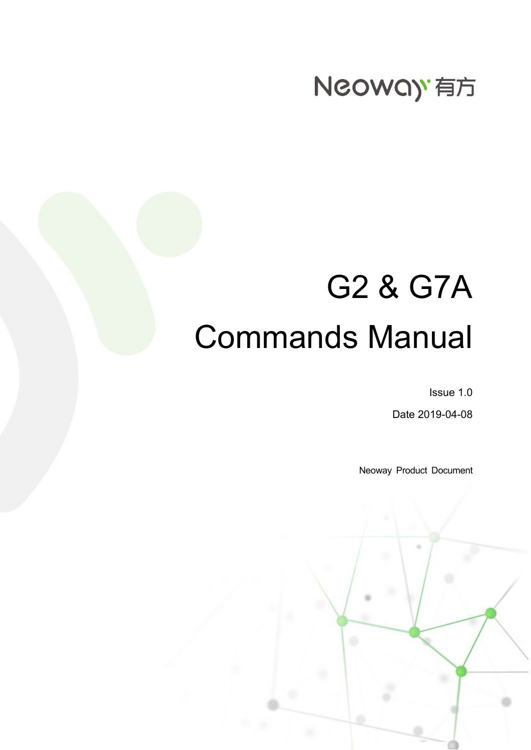Neoway 有方

# G2 & G7A Commands Manual

Issue 1.0

Date 2019-04-08

Neoway Product Document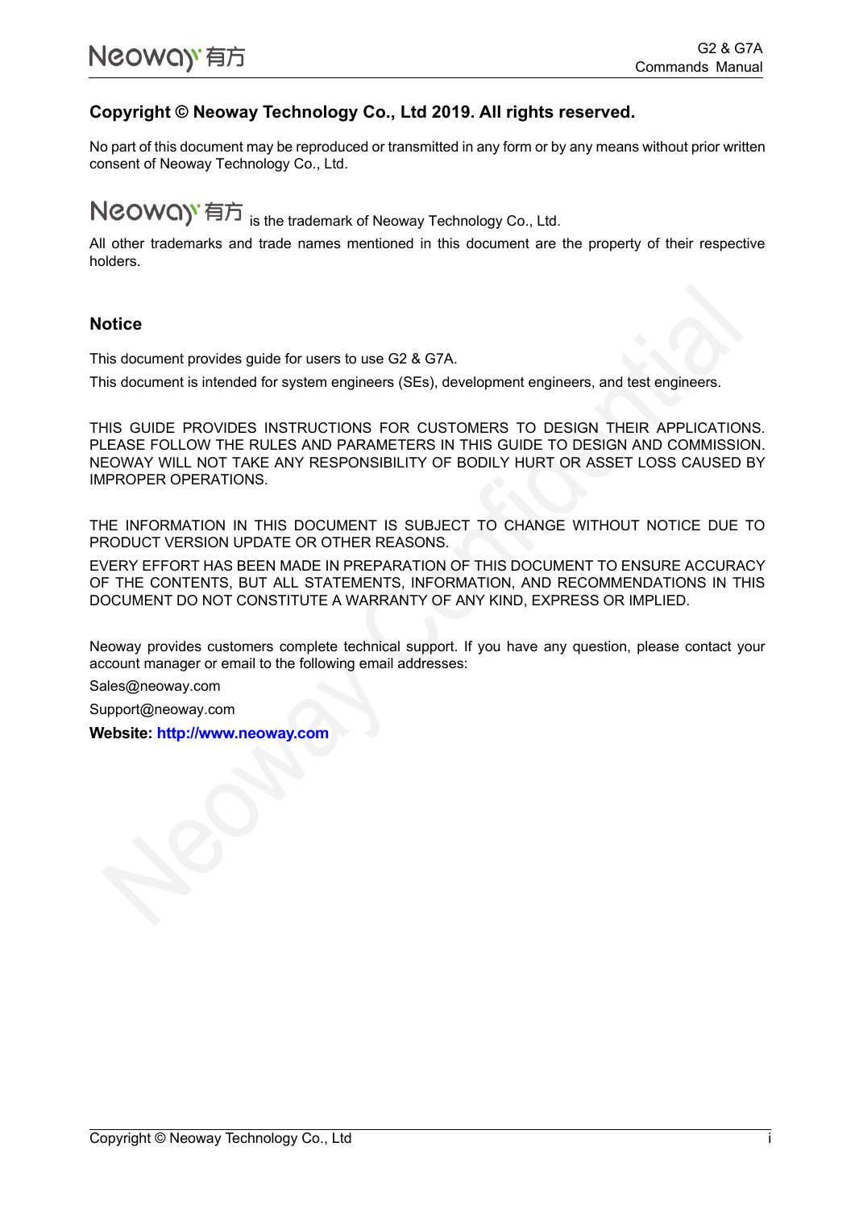**Copyright © Neoway Technology Co., Ltd 2019. All rights reserved.**

No part of this document may be reproduced or transmitted in any form or by any means without prior written consent of Neoway Technology Co., Ltd.

Neoway 有方 is the trademark of Neoway Technology Co., Ltd.

All other trademarks and trade names mentioned in this document are the property of their respective holders.

## Notice

This document provides guide for users to use G2 & G7A.

This document is intended for system engineers (SEs), development engineers, and test engineers.

THIS GUIDE PROVIDES INSTRUCTIONS FOR CUSTOMERS TO DESIGN THEIR APPLICATIONS. PLEASE FOLLOW THE RULES AND PARAMETERS IN THIS GUIDE TO DESIGN AND COMMISSION. NEOWAY WILL NOT TAKE ANY RESPONSIBILITY OF BODILY HURT OR ASSET LOSS CAUSED BY IMPROPER OPERATIONS.

THE INFORMATION IN THIS DOCUMENT IS SUBJECT TO CHANGE WITHOUT NOTICE DUE TO PRODUCT VERSION UPDATE OR OTHER REASONS.

EVERY EFFORT HAS BEEN MADE IN PREPARATION OF THIS DOCUMENT TO ENSURE ACCURACY OF THE CONTENTS, BUT ALL STATEMENTS, INFORMATION, AND RECOMMENDATIONS IN THIS DOCUMENT DO NOT CONSTITUTE A WARRANTY OF ANY KIND, EXPRESS OR IMPLIED.

Neoway provides customers complete technical support. If you have any question, please contact your account manager or email to the following email addresses:

Sales@neoway.com

Support@neoway.com

**Website: http://www.neoway.com**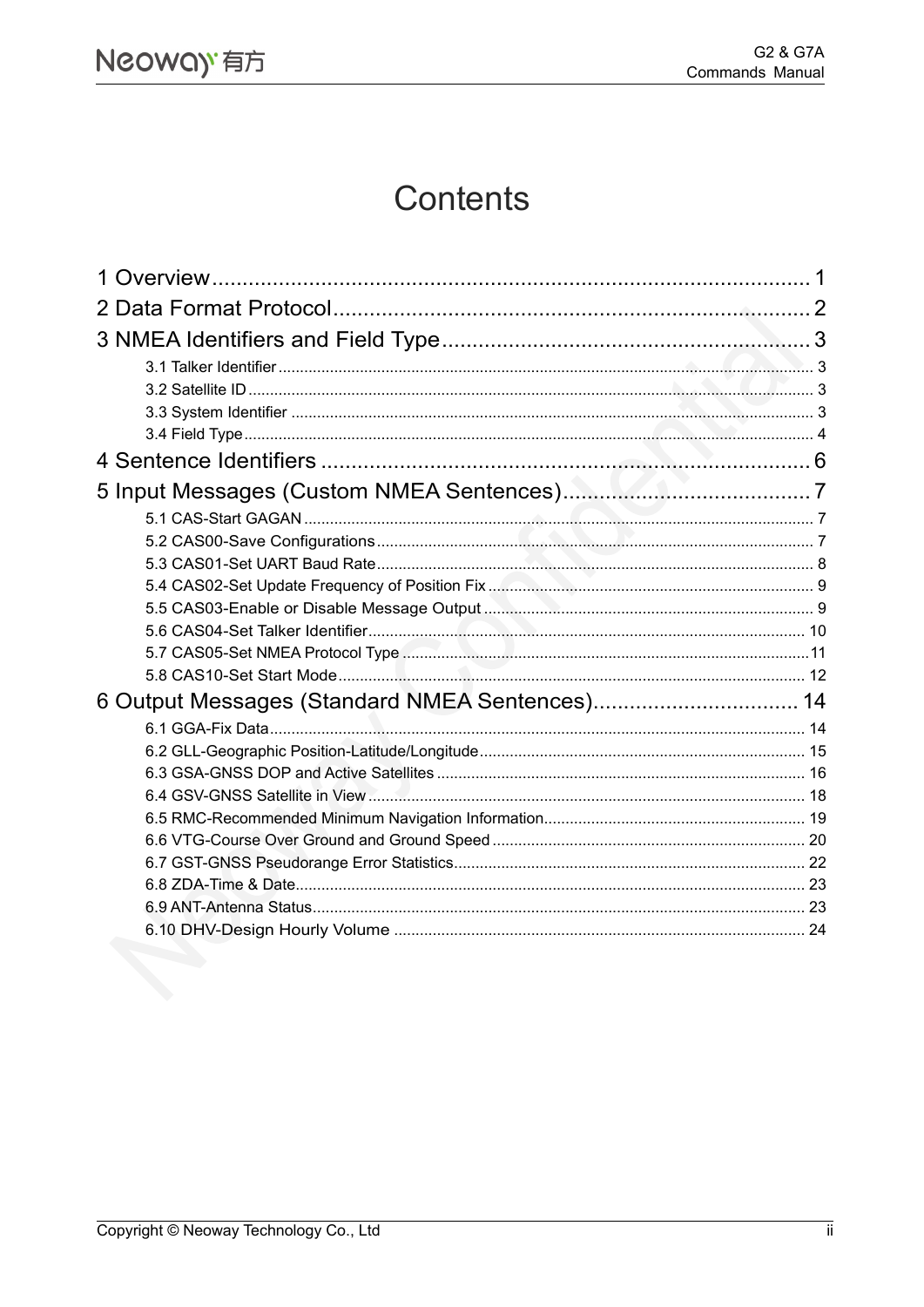# Contents

1 Overview ........................................................................................ 1

2 Data Format Protocol ..................................................................... 2

3 NMEA Identifiers and Field Type ................................................... 3

- 3.1 Talker Identifier ........................................................................ 3
- 3.2 Satellite ID ............................................................................... 3
- 3.3 System Identifier ...................................................................... 3
- 3.4 Field Type ................................................................................ 4

4 Sentence Identifiers ....................................................................... 6

5 Input Messages (Custom NMEA Sentences) ................................. 7

- 5.1 CAS-Start GAGAN .................................................................... 7
- 5.2 CAS00-Save Configurations ..................................................... 7
- 5.3 CAS01-Set UART Baud Rate .................................................... 8
- 5.4 CAS02-Set Update Frequency of Position Fix ........................... 9
- 5.5 CAS03-Enable or Disable Message Output ............................... 9
- 5.6 CAS04-Set Talker Identifier ..................................................... 10
- 5.7 CAS05-Set NMEA Protocol Type ............................................. 11
- 5.8 CAS10-Set Start Mode ............................................................ 12

6 Output Messages (Standard NMEA Sentences) ........................... 14

- 6.1 GGA-Fix Data .......................................................................... 14
- 6.2 GLL-Geographic Position-Latitude/Longitude .......................... 15
- 6.3 GSA-GNSS DOP and Active Satellites ..................................... 16
- 6.4 GSV-GNSS Satellite in View .................................................... 18
- 6.5 RMC-Recommended Minimum Navigation Information ............ 19
- 6.6 VTG-Course Over Ground and Ground Speed ......................... 20
- 6.7 GST-GNSS Pseudorange Error Statistics ................................. 22
- 6.8 ZDA-Time & Date ..................................................................... 23
- 6.9 ANT-Antenna Status ................................................................ 23
- 6.10 DHV-Design Hourly Volume ................................................... 24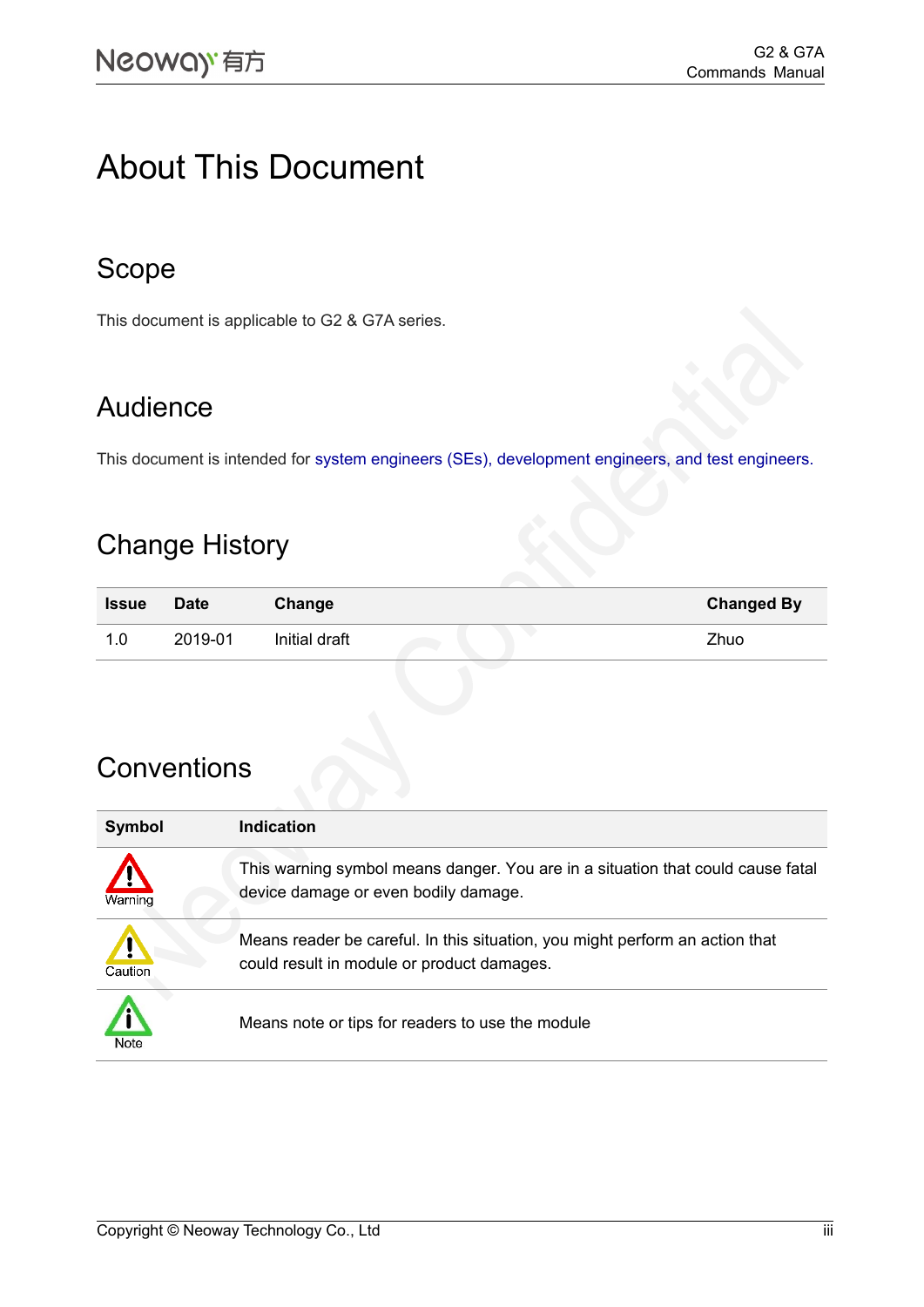# About This Document

## Scope

This document is applicable to G2 & G7A series.

## Audience

This document is intended for system engineers (SEs), development engineers, and test engineers.

## Change History

| Issue | Date | Change | Changed By |
|---|---|---|---|
| 1.0 | 2019-01 | Initial draft | Zhuo |

## Conventions

| Symbol | Indication |
|---|---|
| Warning | This warning symbol means danger. You are in a situation that could cause fatal device damage or even bodily damage. |
| Caution | Means reader be careful. In this situation, you might perform an action that could result in module or product damages. |
| Note | Means note or tips for readers to use the module |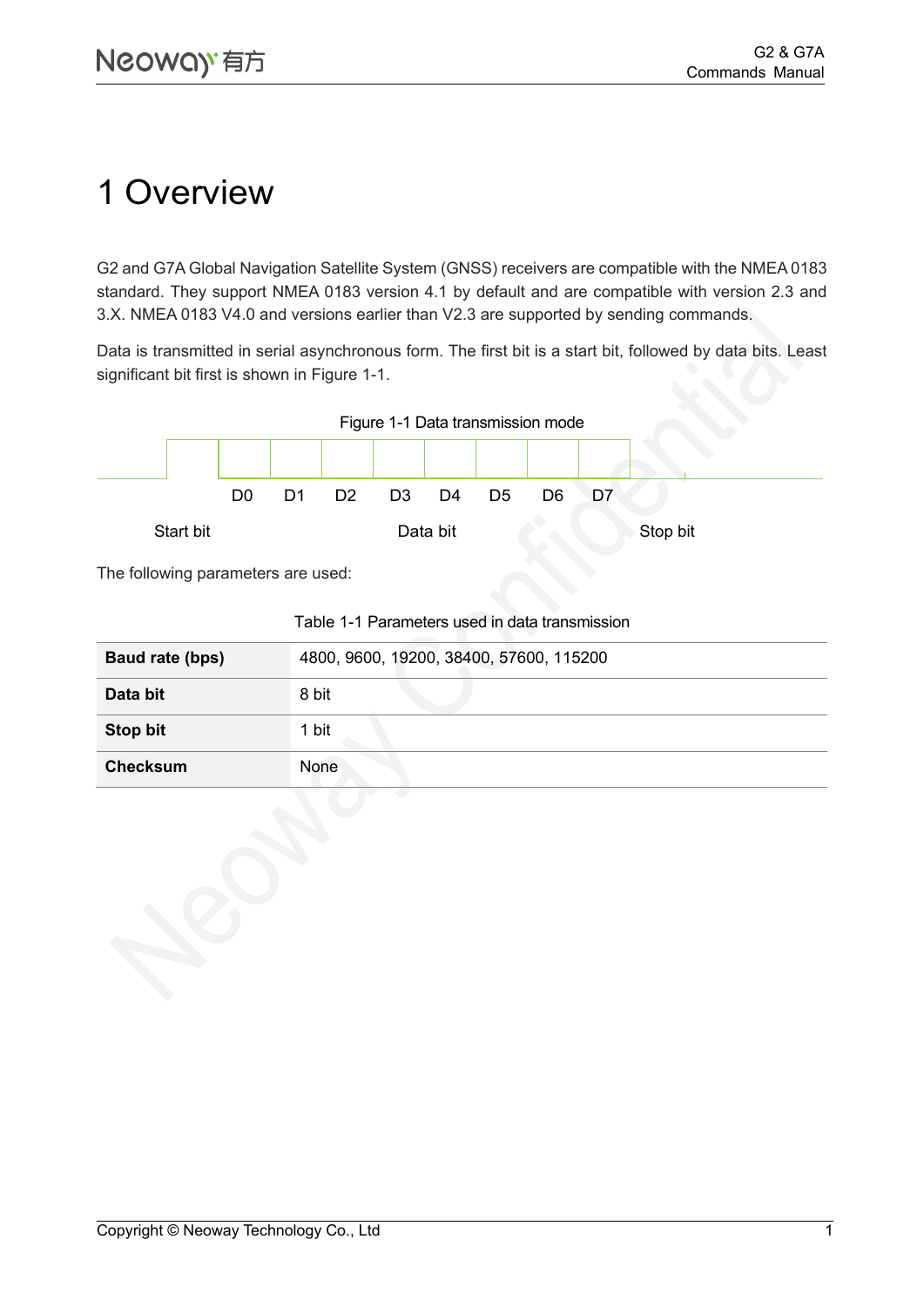# 1 Overview

G2 and G7A Global Navigation Satellite System (GNSS) receivers are compatible with the NMEA 0183 standard. They support NMEA 0183 version 4.1 by default and are compatible with version 2.3 and 3.X. NMEA 0183 V4.0 and versions earlier than V2.3 are supported by sending commands.

Data is transmitted in serial asynchronous form. The first bit is a start bit, followed by data bits. Least significant bit first is shown in Figure 1-1.

Figure 1-1 Data transmission mode

D0 D1 D2 D3 D4 D5 D6 D7

Start bit Data bit Stop bit

The following parameters are used:

Table 1-1 Parameters used in data transmission

| **Baud rate (bps)** | 4800, 9600, 19200, 38400, 57600, 115200 |
|---|---|
| **Data bit** | 8 bit |
| **Stop bit** | 1 bit |
| **Checksum** | None |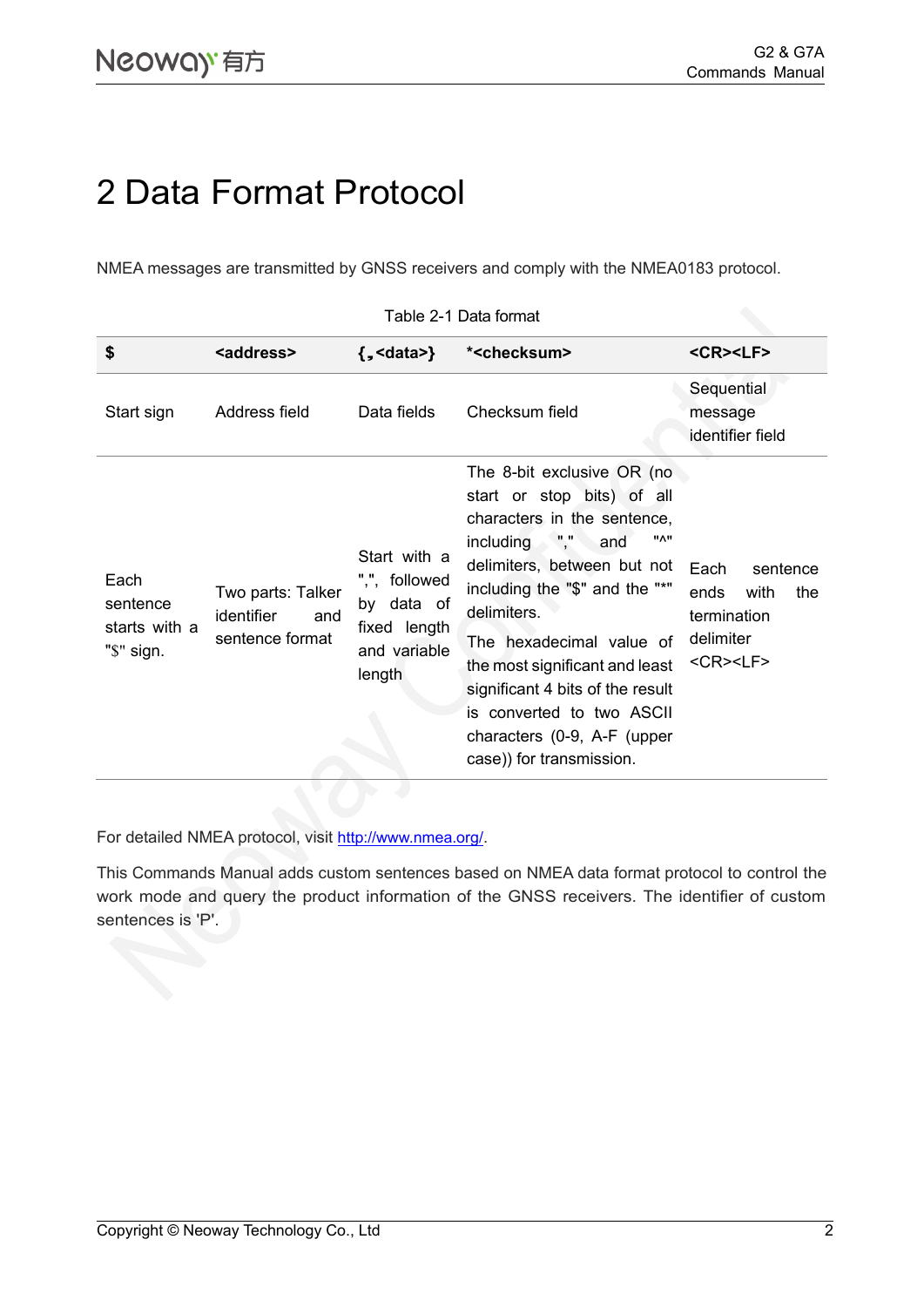# 2 Data Format Protocol

NMEA messages are transmitted by GNSS receivers and comply with the NMEA0183 protocol.

Table 2-1 Data format

| $ | <address> | {,<data>} | *<checksum> | <CR><LF> |
|---|---|---|---|---|
| Start sign | Address field | Data fields | Checksum field | Sequential message identifier field |
| Each sentence starts with a "$" sign. | Two parts: Talker identifier and sentence format | Start with a ",", followed by data of fixed length and variable length | The 8-bit exclusive OR (no start or stop bits) of all characters in the sentence, including "," and "^" delimiters, between but not including the "$" and the "*" delimiters.<br>The hexadecimal value of the most significant and least significant 4 bits of the result is converted to two ASCII characters (0-9, A-F (upper case)) for transmission. | Each sentence ends with the termination delimiter <CR><LF> |

For detailed NMEA protocol, visit http://www.nmea.org/.

This Commands Manual adds custom sentences based on NMEA data format protocol to control the work mode and query the product information of the GNSS receivers. The identifier of custom sentences is 'P'.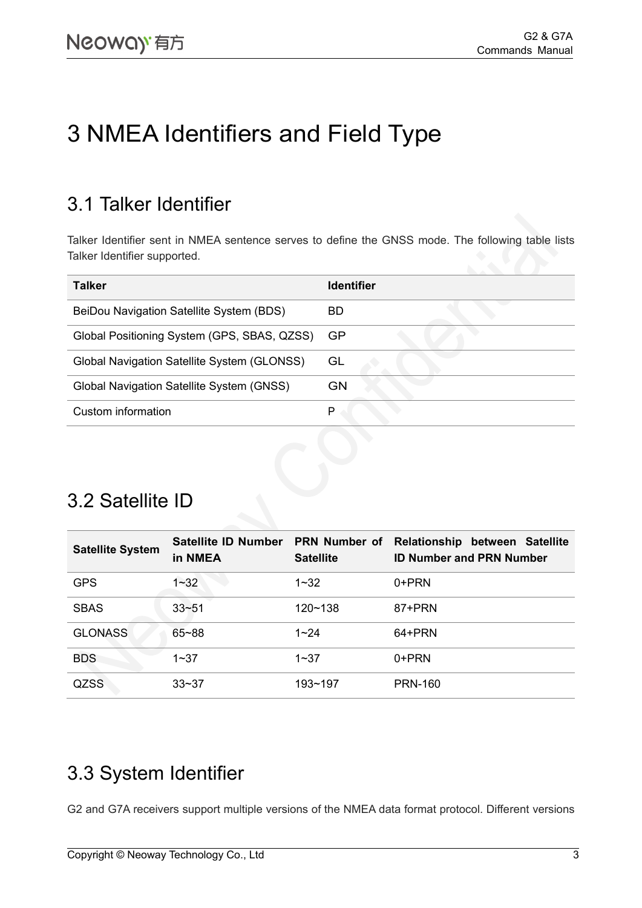# 3 NMEA Identifiers and Field Type

## 3.1 Talker Identifier

Talker Identifier sent in NMEA sentence serves to define the GNSS mode. The following table lists Talker Identifier supported.

| Talker | Identifier |
| --- | --- |
| BeiDou Navigation Satellite System (BDS) | BD |
| Global Positioning System (GPS, SBAS, QZSS) | GP |
| Global Navigation Satellite System (GLONSS) | GL |
| Global Navigation Satellite System (GNSS) | GN |
| Custom information | P |

## 3.2 Satellite ID

| Satellite System | Satellite ID Number in NMEA | PRN Number of Satellite | Relationship between Satellite ID Number and PRN Number |
| --- | --- | --- | --- |
| GPS | 1~32 | 1~32 | 0+PRN |
| SBAS | 33~51 | 120~138 | 87+PRN |
| GLONASS | 65~88 | 1~24 | 64+PRN |
| BDS | 1~37 | 1~37 | 0+PRN |
| QZSS | 33~37 | 193~197 | PRN-160 |

## 3.3 System Identifier

G2 and G7A receivers support multiple versions of the NMEA data format protocol. Different versions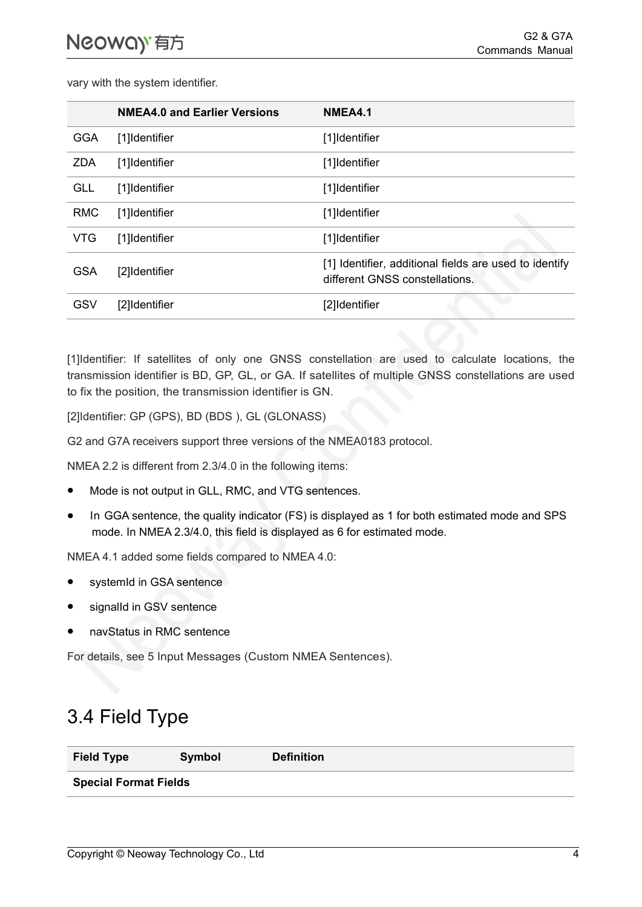vary with the system identifier.

| | NMEA4.0 and Earlier Versions | NMEA4.1 |
|---|---|---|
| GGA | [1]Identifier | [1]Identifier |
| ZDA | [1]Identifier | [1]Identifier |
| GLL | [1]Identifier | [1]Identifier |
| RMC | [1]Identifier | [1]Identifier |
| VTG | [1]Identifier | [1]Identifier |
| GSA | [2]Identifier | [1] Identifier, additional fields are used to identify different GNSS constellations. |
| GSV | [2]Identifier | [2]Identifier |

[1]Identifier: If satellites of only one GNSS constellation are used to calculate locations, the transmission identifier is BD, GP, GL, or GA. If satellites of multiple GNSS constellations are used to fix the position, the transmission identifier is GN.

[2]Identifier: GP (GPS), BD (BDS ), GL (GLONASS)

G2 and G7A receivers support three versions of the NMEA0183 protocol.

NMEA 2.2 is different from 2.3/4.0 in the following items:

- Mode is not output in GLL, RMC, and VTG sentences.
- In GGA sentence, the quality indicator (FS) is displayed as 1 for both estimated mode and SPS mode. In NMEA 2.3/4.0, this field is displayed as 6 for estimated mode.

NMEA 4.1 added some fields compared to NMEA 4.0:

- systemId in GSA sentence
- signalId in GSV sentence
- navStatus in RMC sentence

For details, see 5 Input Messages (Custom NMEA Sentences).

# 3.4 Field Type

| Field Type | Symbol | Definition |
|---|---|---|
| **Special Format Fields** | | |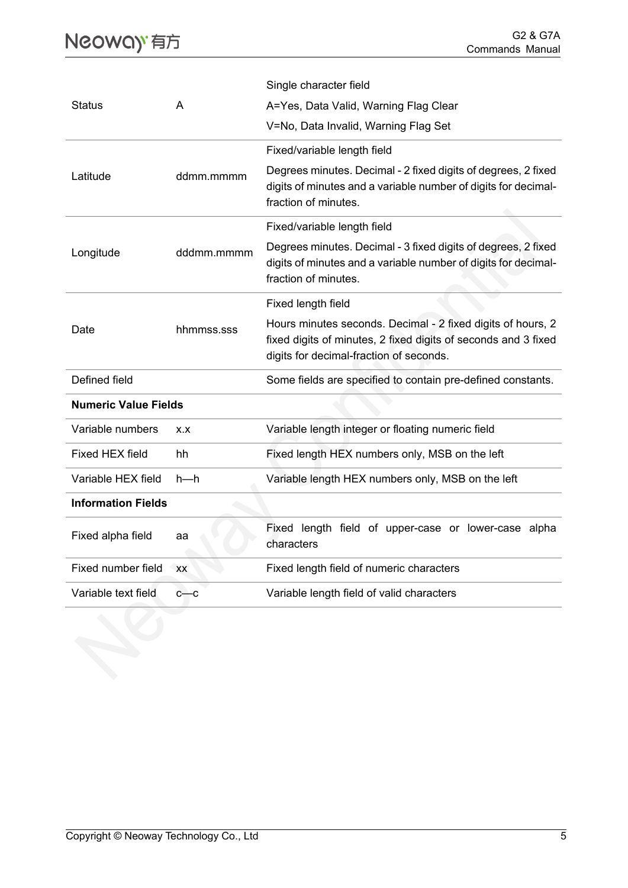| | | |
|---|---|---|
| Status | A | Single character field<br>A=Yes, Data Valid, Warning Flag Clear<br>V=No, Data Invalid, Warning Flag Set |
| Latitude | ddmm.mmmm | Fixed/variable length field<br>Degrees minutes. Decimal - 2 fixed digits of degrees, 2 fixed digits of minutes and a variable number of digits for decimal-fraction of minutes. |
| Longitude | dddmm.mmmm | Fixed/variable length field<br>Degrees minutes. Decimal - 3 fixed digits of degrees, 2 fixed digits of minutes and a variable number of digits for decimal-fraction of minutes. |
| Date | hhmmss.sss | Fixed length field<br>Hours minutes seconds. Decimal - 2 fixed digits of hours, 2 fixed digits of minutes, 2 fixed digits of seconds and 3 fixed digits for decimal-fraction of seconds. |
| Defined field | | Some fields are specified to contain pre-defined constants. |
| **Numeric Value Fields** | | |
| Variable numbers | x.x | Variable length integer or floating numeric field |
| Fixed HEX field | hh | Fixed length HEX numbers only, MSB on the left |
| Variable HEX field | h—h | Variable length HEX numbers only, MSB on the left |
| **Information Fields** | | |
| Fixed alpha field | aa | Fixed length field of upper-case or lower-case alpha characters |
| Fixed number field | xx | Fixed length field of numeric characters |
| Variable text field | c—c | Variable length field of valid characters |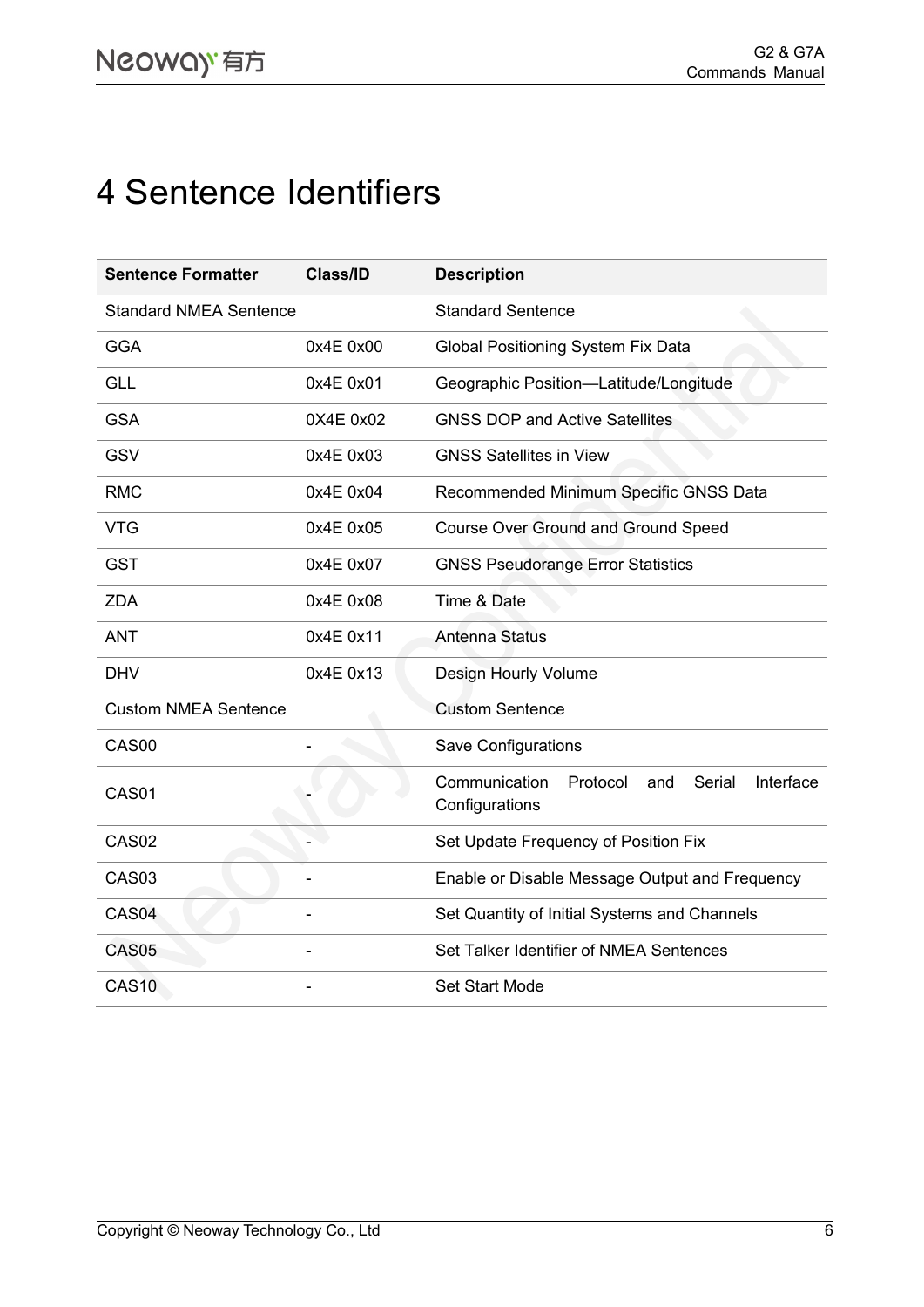# 4 Sentence Identifiers

| Sentence Formatter | Class/ID | Description |
| --- | --- | --- |
| Standard NMEA Sentence | | Standard Sentence |
| GGA | 0x4E 0x00 | Global Positioning System Fix Data |
| GLL | 0x4E 0x01 | Geographic Position—Latitude/Longitude |
| GSA | 0X4E 0x02 | GNSS DOP and Active Satellites |
| GSV | 0x4E 0x03 | GNSS Satellites in View |
| RMC | 0x4E 0x04 | Recommended Minimum Specific GNSS Data |
| VTG | 0x4E 0x05 | Course Over Ground and Ground Speed |
| GST | 0x4E 0x07 | GNSS Pseudorange Error Statistics |
| ZDA | 0x4E 0x08 | Time & Date |
| ANT | 0x4E 0x11 | Antenna Status |
| DHV | 0x4E 0x13 | Design Hourly Volume |
| Custom NMEA Sentence | | Custom Sentence |
| CAS00 | - | Save Configurations |
| CAS01 | - | Communication Protocol and Serial Interface Configurations |
| CAS02 | - | Set Update Frequency of Position Fix |
| CAS03 | - | Enable or Disable Message Output and Frequency |
| CAS04 | - | Set Quantity of Initial Systems and Channels |
| CAS05 | - | Set Talker Identifier of NMEA Sentences |
| CAS10 | - | Set Start Mode |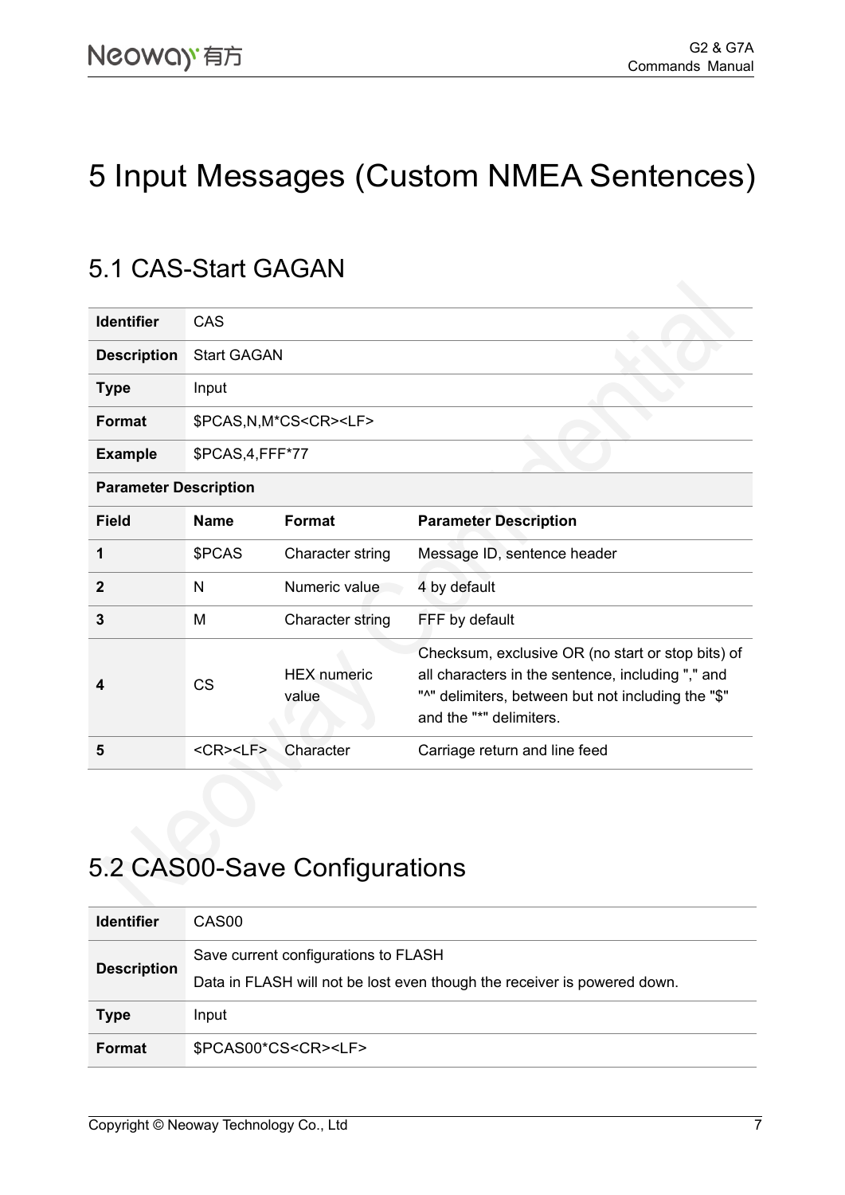# 5 Input Messages (Custom NMEA Sentences)

## 5.1 CAS-Start GAGAN

| **Identifier** | CAS | | |
|---|---|---|---|
| **Description** | Start GAGAN | | |
| **Type** | Input | | |
| **Format** | $PCAS,N,M*CS<CR><LF> | | |
| **Example** | $PCAS,4,FFF*77 | | |
| **Parameter Description** | | | |
| **Field** | **Name** | **Format** | **Parameter Description** |
| **1** | $PCAS | Character string | Message ID, sentence header |
| **2** | N | Numeric value | 4 by default |
| **3** | M | Character string | FFF by default |
| **4** | CS | HEX numeric value | Checksum, exclusive OR (no start or stop bits) of all characters in the sentence, including "," and "^" delimiters, between but not including the "$" and the "*" delimiters. |
| **5** | <CR><LF> | Character | Carriage return and line feed |

## 5.2 CAS00-Save Configurations

| **Identifier** | CAS00 |
|---|---|
| **Description** | Save current configurations to FLASH<br>Data in FLASH will not be lost even though the receiver is powered down. |
| **Type** | Input |
| **Format** | $PCAS00*CS<CR><LF> |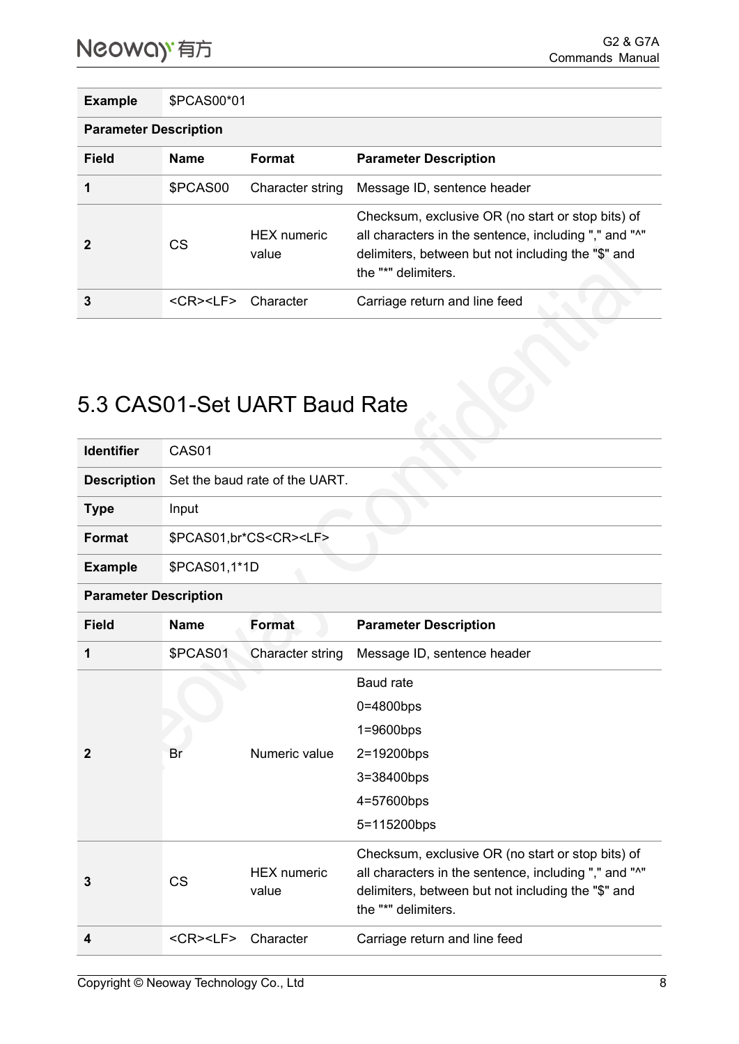| Example | $PCAS00*01 | | |
|---|---|---|---|
| **Parameter Description** | | | |
| **Field** | **Name** | **Format** | **Parameter Description** |
| 1 | $PCAS00 | Character string | Message ID, sentence header |
| 2 | CS | HEX numeric value | Checksum, exclusive OR (no start or stop bits) of all characters in the sentence, including "," and "^" delimiters, between but not including the "$" and the "*" delimiters. |
| 3 | <CR><LF> | Character | Carriage return and line feed |

## 5.3 CAS01-Set UART Baud Rate

| Identifier | CAS01 | | |
|---|---|---|---|
| **Description** | Set the baud rate of the UART. | | |
| **Type** | Input | | |
| **Format** | $PCAS01,br*CS<CR><LF> | | |
| **Example** | $PCAS01,1*1D | | |
| **Parameter Description** | | | |
| **Field** | **Name** | **Format** | **Parameter Description** |
| 1 | $PCAS01 | Character string | Message ID, sentence header |
| 2 | Br | Numeric value | Baud rate<br>0=4800bps<br>1=9600bps<br>2=19200bps<br>3=38400bps<br>4=57600bps<br>5=115200bps |
| 3 | CS | HEX numeric value | Checksum, exclusive OR (no start or stop bits) of all characters in the sentence, including "," and "^" delimiters, between but not including the "$" and the "*" delimiters. |
| 4 | <CR><LF> | Character | Carriage return and line feed |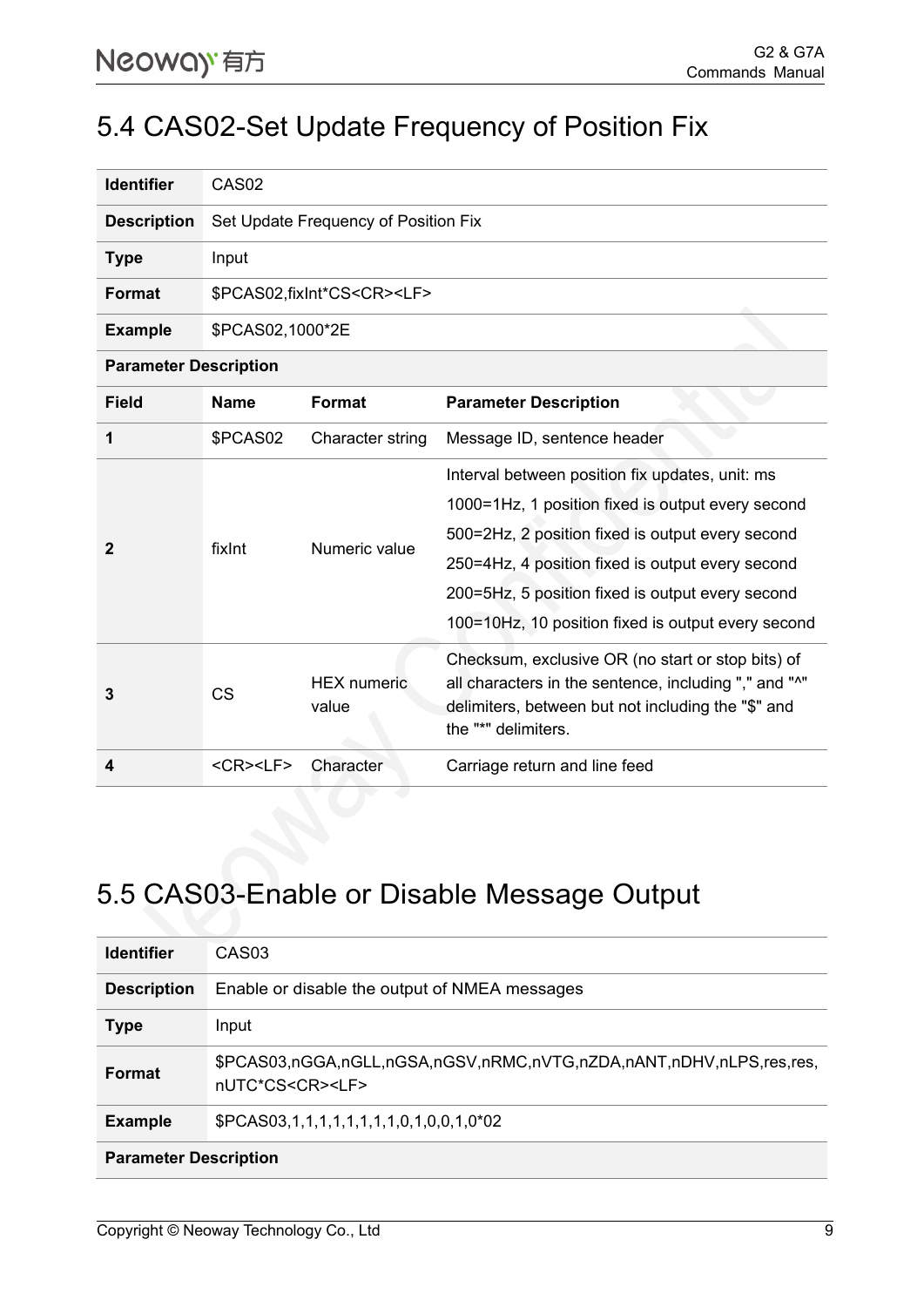## 5.4 CAS02-Set Update Frequency of Position Fix

| Identifier | CAS02 | | |
|---|---|---|---|
| **Description** | Set Update Frequency of Position Fix | | |
| **Type** | Input | | |
| **Format** | $PCAS02,fixInt*CS<CR><LF> | | |
| **Example** | $PCAS02,1000*2E | | |
| **Parameter Description** | | | |
| **Field** | **Name** | **Format** | **Parameter Description** |
| **1** | $PCAS02 | Character string | Message ID, sentence header |
| **2** | fixInt | Numeric value | Interval between position fix updates, unit: ms<br>1000=1Hz, 1 position fixed is output every second<br>500=2Hz, 2 position fixed is output every second<br>250=4Hz, 4 position fixed is output every second<br>200=5Hz, 5 position fixed is output every second<br>100=10Hz, 10 position fixed is output every second |
| **3** | CS | HEX numeric value | Checksum, exclusive OR (no start or stop bits) of all characters in the sentence, including "," and "^" delimiters, between but not including the "$" and the "*" delimiters. |
| **4** | <CR><LF> | Character | Carriage return and line feed |

## 5.5 CAS03-Enable or Disable Message Output

| Identifier | CAS03 |
|---|---|
| **Description** | Enable or disable the output of NMEA messages |
| **Type** | Input |
| **Format** | $PCAS03,nGGA,nGLL,nGSA,nGSV,nRMC,nVTG,nZDA,nANT,nDHV,nLPS,res,res,nUTC*CS<CR><LF> |
| **Example** | $PCAS03,1,1,1,1,1,1,1,1,0,1,0,0,1,0*02 |
| **Parameter Description** | |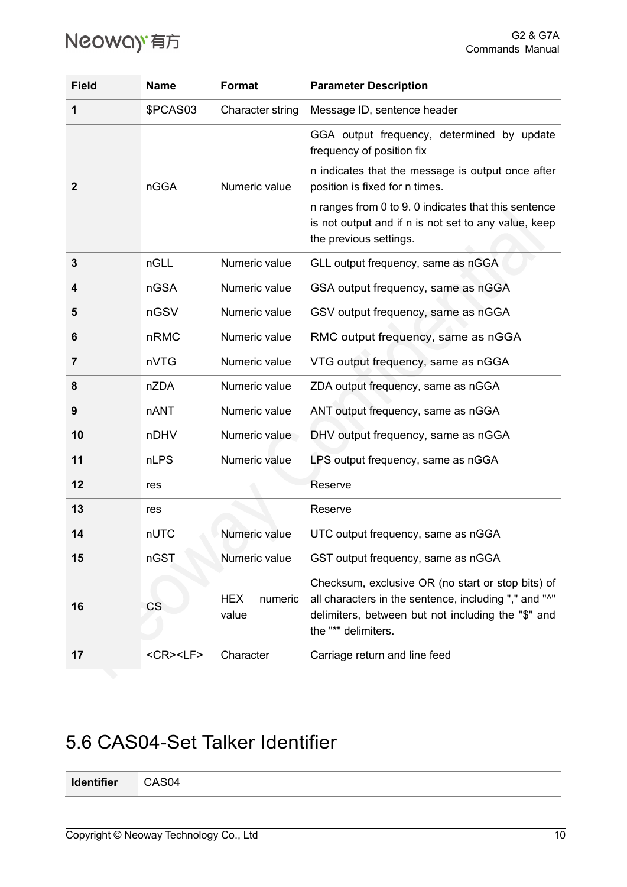| Field | Name | Format | Parameter Description |
|---|---|---|---|
| 1 | $PCAS03 | Character string | Message ID, sentence header |
| 2 | nGGA | Numeric value | GGA output frequency, determined by update frequency of position fix<br>n indicates that the message is output once after position is fixed for n times.<br>n ranges from 0 to 9. 0 indicates that this sentence is not output and if n is not set to any value, keep the previous settings. |
| 3 | nGLL | Numeric value | GLL output frequency, same as nGGA |
| 4 | nGSA | Numeric value | GSA output frequency, same as nGGA |
| 5 | nGSV | Numeric value | GSV output frequency, same as nGGA |
| 6 | nRMC | Numeric value | RMC output frequency, same as nGGA |
| 7 | nVTG | Numeric value | VTG output frequency, same as nGGA |
| 8 | nZDA | Numeric value | ZDA output frequency, same as nGGA |
| 9 | nANT | Numeric value | ANT output frequency, same as nGGA |
| 10 | nDHV | Numeric value | DHV output frequency, same as nGGA |
| 11 | nLPS | Numeric value | LPS output frequency, same as nGGA |
| 12 | res | | Reserve |
| 13 | res | | Reserve |
| 14 | nUTC | Numeric value | UTC output frequency, same as nGGA |
| 15 | nGST | Numeric value | GST output frequency, same as nGGA |
| 16 | CS | HEX numeric value | Checksum, exclusive OR (no start or stop bits) of all characters in the sentence, including "," and "^" delimiters, between but not including the "$" and the "*" delimiters. |
| 17 | <CR><LF> | Character | Carriage return and line feed |

## 5.6 CAS04-Set Talker Identifier

| Identifier | CAS04 |
|---|---|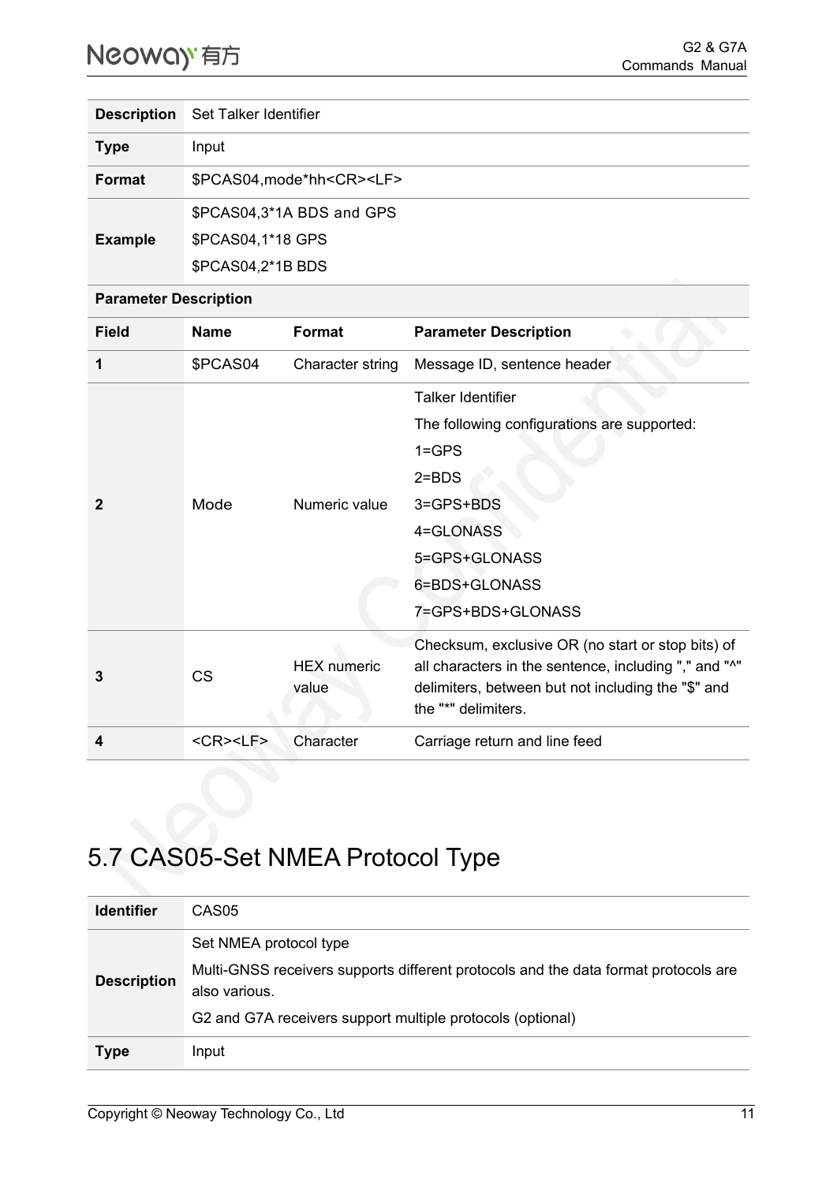| | | | |
|---|---|---|---|
| **Description** | Set Talker Identifier | | |
| **Type** | Input | | |
| **Format** | $PCAS04,mode*hh<CR><LF> | | |
| **Example** | $PCAS04,3*1A BDS and GPS<br>$PCAS04,1*18 GPS<br>$PCAS04,2*1B BDS | | |
| **Parameter Description** | | | |
| **Field** | **Name** | **Format** | **Parameter Description** |
| 1 | $PCAS04 | Character string | Message ID, sentence header |
| 2 | Mode | Numeric value | Talker Identifier<br>The following configurations are supported:<br>1=GPS<br>2=BDS<br>3=GPS+BDS<br>4=GLONASS<br>5=GPS+GLONASS<br>6=BDS+GLONASS<br>7=GPS+BDS+GLONASS |
| 3 | CS | HEX numeric value | Checksum, exclusive OR (no start or stop bits) of all characters in the sentence, including "," and "^" delimiters, between but not including the "$" and the "*" delimiters. |
| 4 | <CR><LF> | Character | Carriage return and line feed |

# 5.7 CAS05-Set NMEA Protocol Type

| | |
|---|---|
| **Identifier** | CAS05 |
| **Description** | Set NMEA protocol type<br>Multi-GNSS receivers supports different protocols and the data format protocols are also various.<br>G2 and G7A receivers support multiple protocols (optional) |
| **Type** | Input |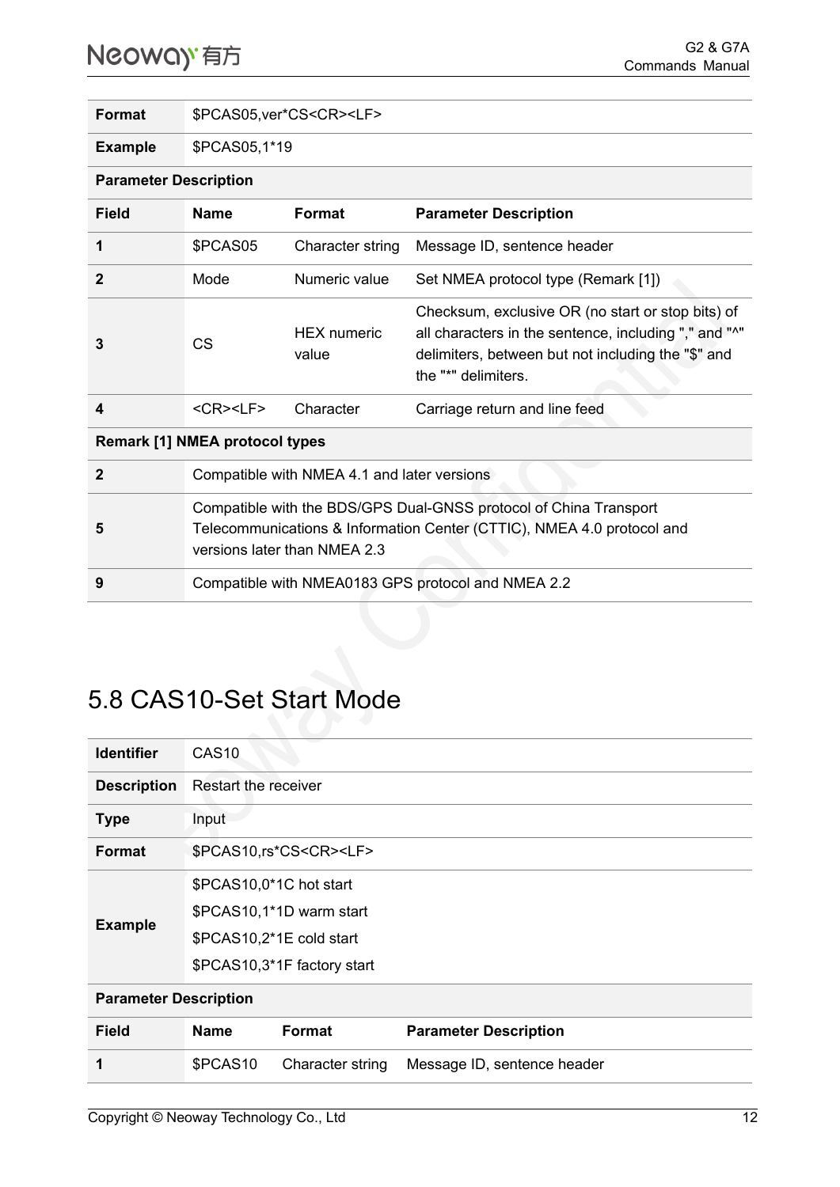| Format | $PCAS05,ver*CS<CR><LF> | | |
|---|---|---|---|
| Example | $PCAS05,1*19 | | |
| **Parameter Description** | | | |
| **Field** | **Name** | **Format** | **Parameter Description** |
| **1** | $PCAS05 | Character string | Message ID, sentence header |
| **2** | Mode | Numeric value | Set NMEA protocol type (Remark [1]) |
| **3** | CS | HEX numeric value | Checksum, exclusive OR (no start or stop bits) of all characters in the sentence, including "," and "^" delimiters, between but not including the "$" and the "*" delimiters. |
| **4** | <CR><LF> | Character | Carriage return and line feed |
| **Remark [1] NMEA protocol types** | | | |
| **2** | Compatible with NMEA 4.1 and later versions | | |
| **5** | Compatible with the BDS/GPS Dual-GNSS protocol of China Transport Telecommunications & Information Center (CTTIC), NMEA 4.0 protocol and versions later than NMEA 2.3 | | |
| **9** | Compatible with NMEA0183 GPS protocol and NMEA 2.2 | | |

## 5.8 CAS10-Set Start Mode

| Identifier | CAS10 | | |
|---|---|---|---|
| **Description** | Restart the receiver | | |
| **Type** | Input | | |
| **Format** | $PCAS10,rs*CS<CR><LF> | | |
| **Example** | $PCAS10,0*1C hot start<br>$PCAS10,1*1D warm start<br>$PCAS10,2*1E cold start<br>$PCAS10,3*1F factory start | | |
| **Parameter Description** | | | |
| **Field** | **Name** | **Format** | **Parameter Description** |
| **1** | $PCAS10 | Character string | Message ID, sentence header |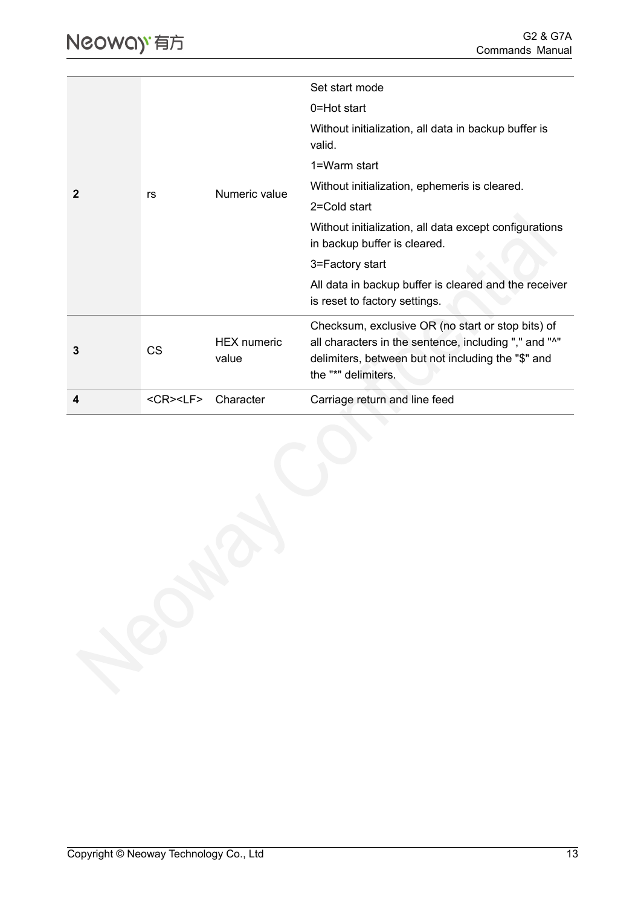| | | | |
|---|---|---|---|
| **2** | rs | Numeric value | Set start mode<br>0=Hot start<br>Without initialization, all data in backup buffer is valid.<br>1=Warm start<br>Without initialization, ephemeris is cleared.<br>2=Cold start<br>Without initialization, all data except configurations in backup buffer is cleared.<br>3=Factory start<br>All data in backup buffer is cleared and the receiver is reset to factory settings. |
| **3** | CS | HEX numeric value | Checksum, exclusive OR (no start or stop bits) of all characters in the sentence, including "," and "^" delimiters, between but not including the "$" and the "*" delimiters. |
| **4** | <CR><LF> | Character | Carriage return and line feed |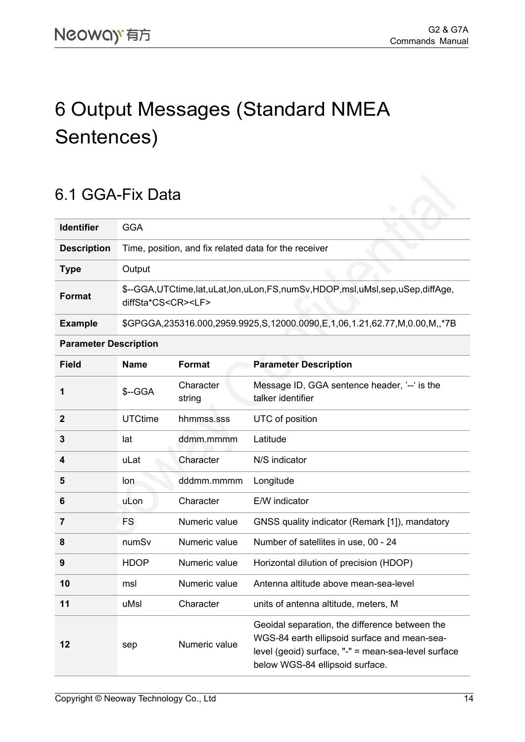# 6 Output Messages (Standard NMEA Sentences)

## 6.1 GGA-Fix Data

| **Identifier** | GGA | | |
|---|---|---|---|
| **Description** | Time, position, and fix related data for the receiver | | |
| **Type** | Output | | |
| **Format** | $--GGA,UTCtime,lat,uLat,lon,uLon,FS,numSv,HDOP,msl,uMsl,sep,uSep,diffAge, diffSta*CS<CR><LF> | | |
| **Example** | $GPGGA,235316.000,2959.9925,S,12000.0090,E,1,06,1.21,62.77,M,0.00,M,,*7B | | |
| **Parameter Description** | | | |
| **Field** | **Name** | **Format** | **Parameter Description** |
| **1** | $--GGA | Character string | Message ID, GGA sentence header, '--' is the talker identifier |
| **2** | UTCtime | hhmmss.sss | UTC of position |
| **3** | lat | ddmm.mmmm | Latitude |
| **4** | uLat | Character | N/S indicator |
| **5** | lon | dddmm.mmmm | Longitude |
| **6** | uLon | Character | E/W indicator |
| **7** | FS | Numeric value | GNSS quality indicator (Remark [1]), mandatory |
| **8** | numSv | Numeric value | Number of satellites in use, 00 - 24 |
| **9** | HDOP | Numeric value | Horizontal dilution of precision (HDOP) |
| **10** | msl | Numeric value | Antenna altitude above mean-sea-level |
| **11** | uMsl | Character | units of antenna altitude, meters, M |
| **12** | sep | Numeric value | Geoidal separation, the difference between the WGS-84 earth ellipsoid surface and mean-sea-level (geoid) surface, "-" = mean-sea-level surface below WGS-84 ellipsoid surface. |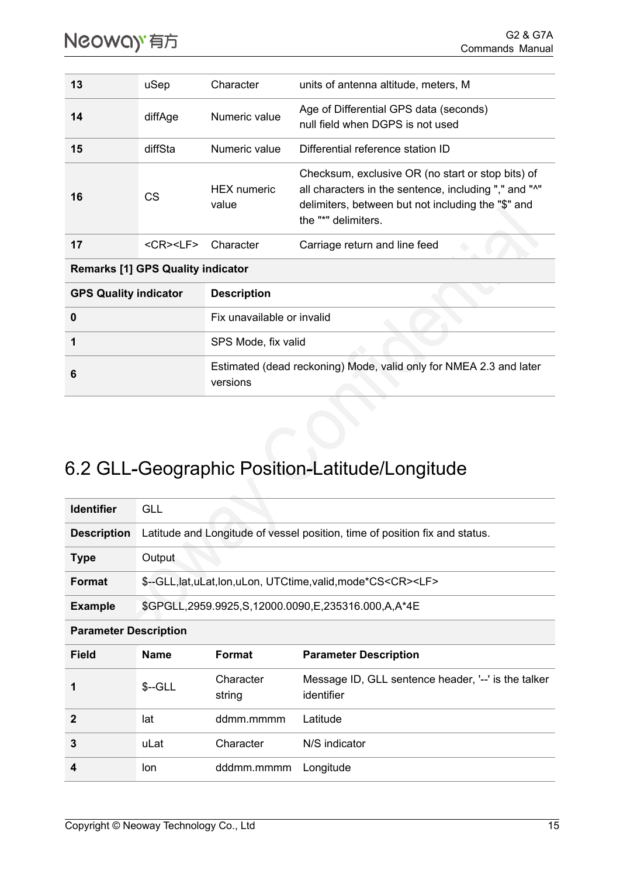| | | | |
|---|---|---|---|
| **13** | uSep | Character | units of antenna altitude, meters, M |
| **14** | diffAge | Numeric value | Age of Differential GPS data (seconds)<br>null field when DGPS is not used |
| **15** | diffSta | Numeric value | Differential reference station ID |
| **16** | CS | HEX numeric value | Checksum, exclusive OR (no start or stop bits) of all characters in the sentence, including "," and "^" delimiters, between but not including the "$" and the "*" delimiters. |
| **17** | <CR><LF> | Character | Carriage return and line feed |

**Remarks [1] GPS Quality indicator**

| GPS Quality indicator | Description |
|---|---|
| **0** | Fix unavailable or invalid |
| **1** | SPS Mode, fix valid |
| **6** | Estimated (dead reckoning) Mode, valid only for NMEA 2.3 and later versions |

# 6.2 GLL-Geographic Position-Latitude/Longitude

| | |
|---|---|
| **Identifier** | GLL |
| **Description** | Latitude and Longitude of vessel position, time of position fix and status. |
| **Type** | Output |
| **Format** | $--GLL,lat,uLat,lon,uLon, UTCtime,valid,mode*CS<CR><LF> |
| **Example** | $GPGLL,2959.9925,S,12000.0090,E,235316.000,A,A*4E |

**Parameter Description**

| Field | Name | Format | Parameter Description |
|---|---|---|---|
| **1** | $--GLL | Character string | Message ID, GLL sentence header, '--' is the talker identifier |
| **2** | lat | ddmm.mmmm | Latitude |
| **3** | uLat | Character | N/S indicator |
| **4** | lon | dddmm.mmmm | Longitude |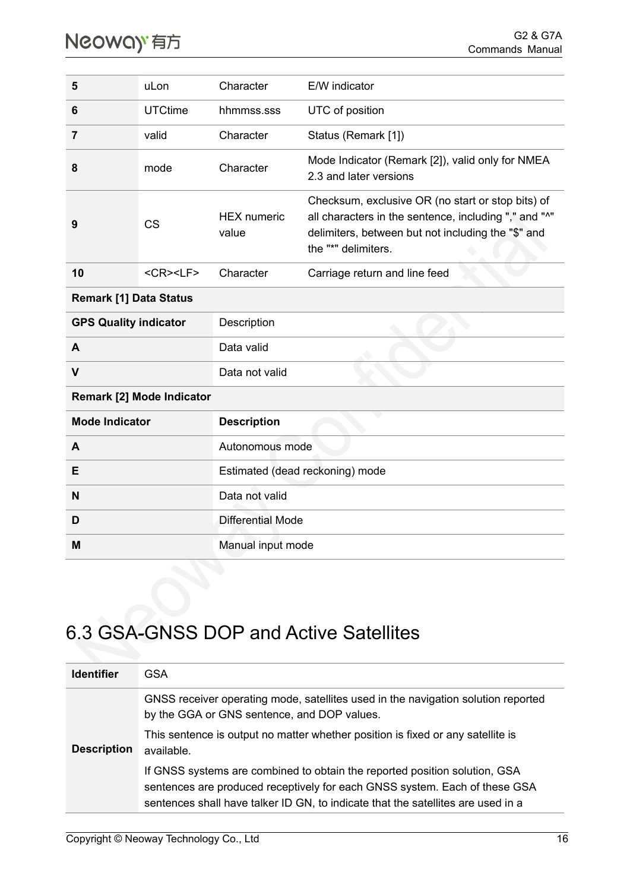| | | | |
|---|---|---|---|
| **5** | uLon | Character | E/W indicator |
| **6** | UTCtime | hhmmss.sss | UTC of position |
| **7** | valid | Character | Status (Remark [1]) |
| **8** | mode | Character | Mode Indicator (Remark [2]), valid only for NMEA 2.3 and later versions |
| **9** | CS | HEX numeric value | Checksum, exclusive OR (no start or stop bits) of all characters in the sentence, including "," and "^" delimiters, between but not including the "$" and the "*" delimiters. |
| **10** | <CR><LF> | Character | Carriage return and line feed |

| **Remark [1] Data Status** | |
|---|---|
| **GPS Quality indicator** | Description |
| **A** | Data valid |
| **V** | Data not valid |

| **Remark [2] Mode Indicator** | |
|---|---|
| **Mode Indicator** | **Description** |
| **A** | Autonomous mode |
| **E** | Estimated (dead reckoning) mode |
| **N** | Data not valid |
| **D** | Differential Mode |
| **M** | Manual input mode |

## 6.3 GSA-GNSS DOP and Active Satellites

| | |
|---|---|
| **Identifier** | GSA |
| **Description** | GNSS receiver operating mode, satellites used in the navigation solution reported by the GGA or GNS sentence, and DOP values.<br>This sentence is output no matter whether position is fixed or any satellite is available.<br>If GNSS systems are combined to obtain the reported position solution, GSA sentences are produced receptively for each GNSS system. Each of these GSA sentences shall have talker ID GN, to indicate that the satellites are used in a |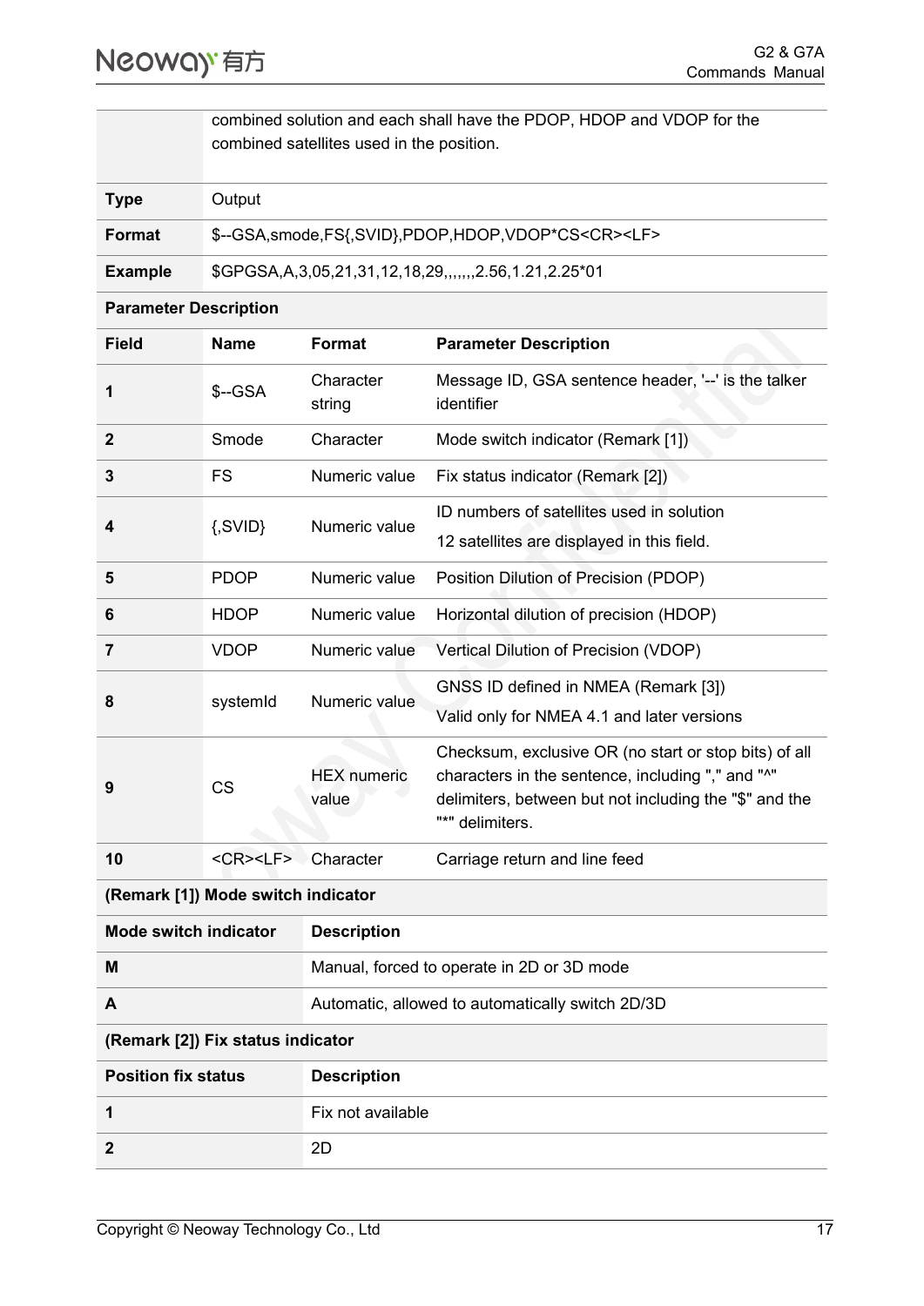| | |
|---|---|
| | combined solution and each shall have the PDOP, HDOP and VDOP for the combined satellites used in the position. |
| **Type** | Output |
| **Format** | $--GSA,smode,FS{,SVID},PDOP,HDOP,VDOP*CS<CR><LF> |
| **Example** | $GPGSA,A,3,05,21,31,12,18,29,,,,,,,2.56,1.21,2.25*01 |

**Parameter Description**

| Field | Name | Format | Parameter Description |
|---|---|---|---|
| **1** | $--GSA | Character string | Message ID, GSA sentence header, '--' is the talker identifier |
| **2** | Smode | Character | Mode switch indicator (Remark [1]) |
| **3** | FS | Numeric value | Fix status indicator (Remark [2]) |
| **4** | {,SVID} | Numeric value | ID numbers of satellites used in solution<br>12 satellites are displayed in this field. |
| **5** | PDOP | Numeric value | Position Dilution of Precision (PDOP) |
| **6** | HDOP | Numeric value | Horizontal dilution of precision (HDOP) |
| **7** | VDOP | Numeric value | Vertical Dilution of Precision (VDOP) |
| **8** | systemId | Numeric value | GNSS ID defined in NMEA (Remark [3])<br>Valid only for NMEA 4.1 and later versions |
| **9** | CS | HEX numeric value | Checksum, exclusive OR (no start or stop bits) of all characters in the sentence, including "," and "^" delimiters, between but not including the "$" and the "*" delimiters. |
| **10** | <CR><LF> | Character | Carriage return and line feed |

**(Remark [1]) Mode switch indicator**

| Mode switch indicator | Description |
|---|---|
| **M** | Manual, forced to operate in 2D or 3D mode |
| **A** | Automatic, allowed to automatically switch 2D/3D |

**(Remark [2]) Fix status indicator**

| Position fix status | Description |
|---|---|
| **1** | Fix not available |
| **2** | 2D |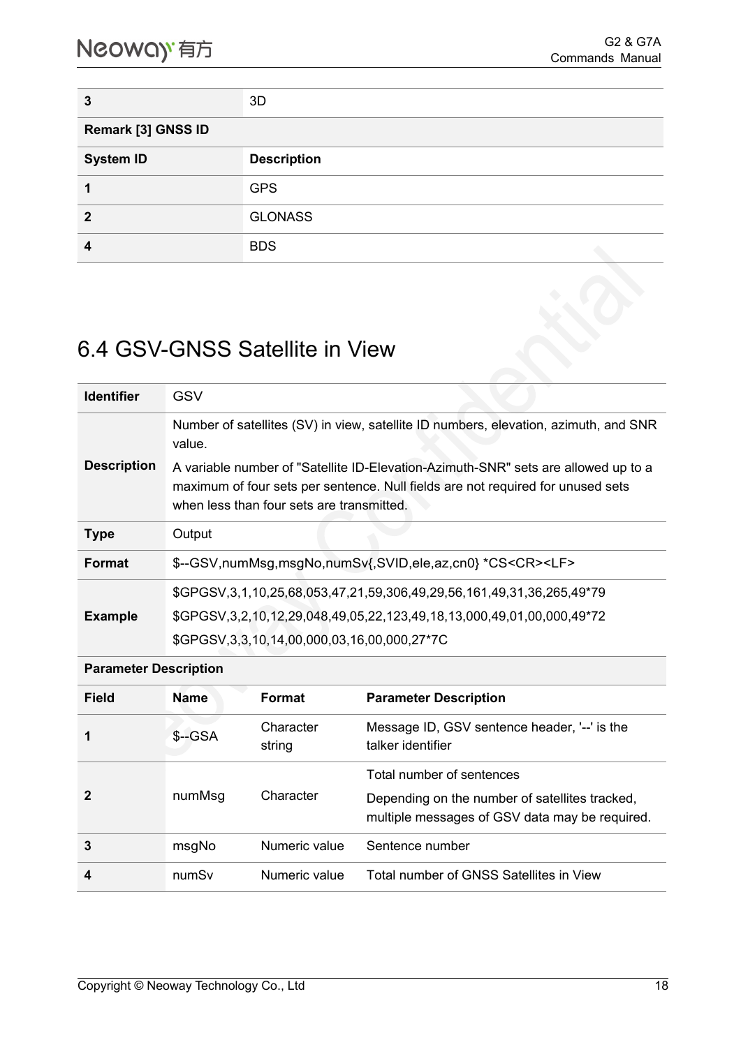| 3 | 3D |
|---|---|
| **Remark [3] GNSS ID** | |
| **System ID** | **Description** |
| 1 | GPS |
| 2 | GLONASS |
| 4 | BDS |

## 6.4 GSV-GNSS Satellite in View

| **Identifier** | GSV | | |
|---|---|---|---|
| **Description** | Number of satellites (SV) in view, satellite ID numbers, elevation, azimuth, and SNR value.<br>A variable number of "Satellite ID-Elevation-Azimuth-SNR" sets are allowed up to a maximum of four sets per sentence. Null fields are not required for unused sets when less than four sets are transmitted. | | |
| **Type** | Output | | |
| **Format** | $--GSV,numMsg,msgNo,numSv{,SVID,ele,az,cn0} *CS<CR><LF> | | |
| **Example** | $GPGSV,3,1,10,25,68,053,47,21,59,306,49,29,56,161,49,31,36,265,49*79<br>$GPGSV,3,2,10,12,29,048,49,05,22,123,49,18,13,000,49,01,00,000,49*72<br>$GPGSV,3,3,10,14,00,000,03,16,00,000,27*7C | | |
| **Parameter Description** | | | |
| **Field** | **Name** | **Format** | **Parameter Description** |
| 1 | $--GSA | Character string | Message ID, GSV sentence header, '--' is the talker identifier |
| 2 | numMsg | Character | Total number of sentences<br>Depending on the number of satellites tracked, multiple messages of GSV data may be required. |
| 3 | msgNo | Numeric value | Sentence number |
| 4 | numSv | Numeric value | Total number of GNSS Satellites in View |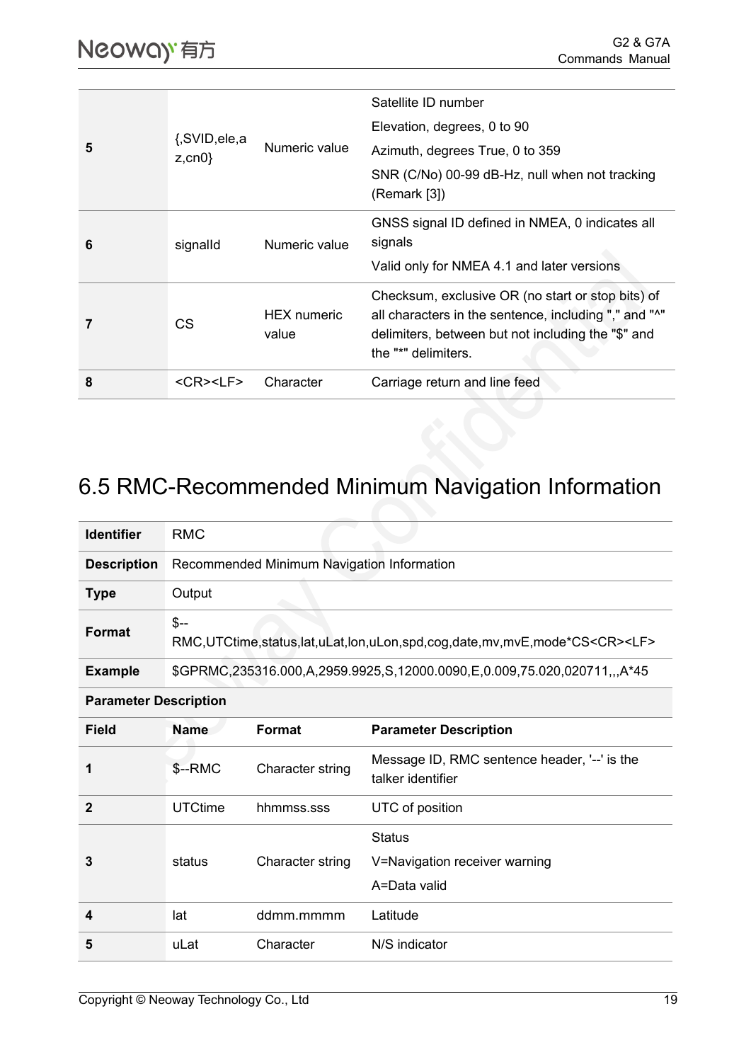| | | | |
|---|---|---|---|
| **5** | {,SVID,ele,az,cn0} | Numeric value | Satellite ID number<br>Elevation, degrees, 0 to 90<br>Azimuth, degrees True, 0 to 359<br>SNR (C/No) 00-99 dB-Hz, null when not tracking (Remark [3]) |
| **6** | signalId | Numeric value | GNSS signal ID defined in NMEA, 0 indicates all signals<br>Valid only for NMEA 4.1 and later versions |
| **7** | CS | HEX numeric value | Checksum, exclusive OR (no start or stop bits) of all characters in the sentence, including "," and "^" delimiters, between but not including the "$" and the "*" delimiters. |
| **8** | <CR><LF> | Character | Carriage return and line feed |

# 6.5 RMC-Recommended Minimum Navigation Information

| | |
|---|---|
| **Identifier** | RMC |
| **Description** | Recommended Minimum Navigation Information |
| **Type** | Output |
| **Format** | $--RMC,UTCtime,status,lat,uLat,lon,uLon,spd,cog,date,mv,mvE,mode*CS<CR><LF> |
| **Example** | $GPRMC,235316.000,A,2959.9925,S,12000.0090,E,0.009,75.020,020711,,,A*45 |

**Parameter Description**

| **Field** | **Name** | **Format** | **Parameter Description** |
|---|---|---|---|
| **1** | $--RMC | Character string | Message ID, RMC sentence header, '--' is the talker identifier |
| **2** | UTCtime | hhmmss.sss | UTC of position |
| **3** | status | Character string | Status<br>V=Navigation receiver warning<br>A=Data valid |
| **4** | lat | ddmm.mmmm | Latitude |
| **5** | uLat | Character | N/S indicator |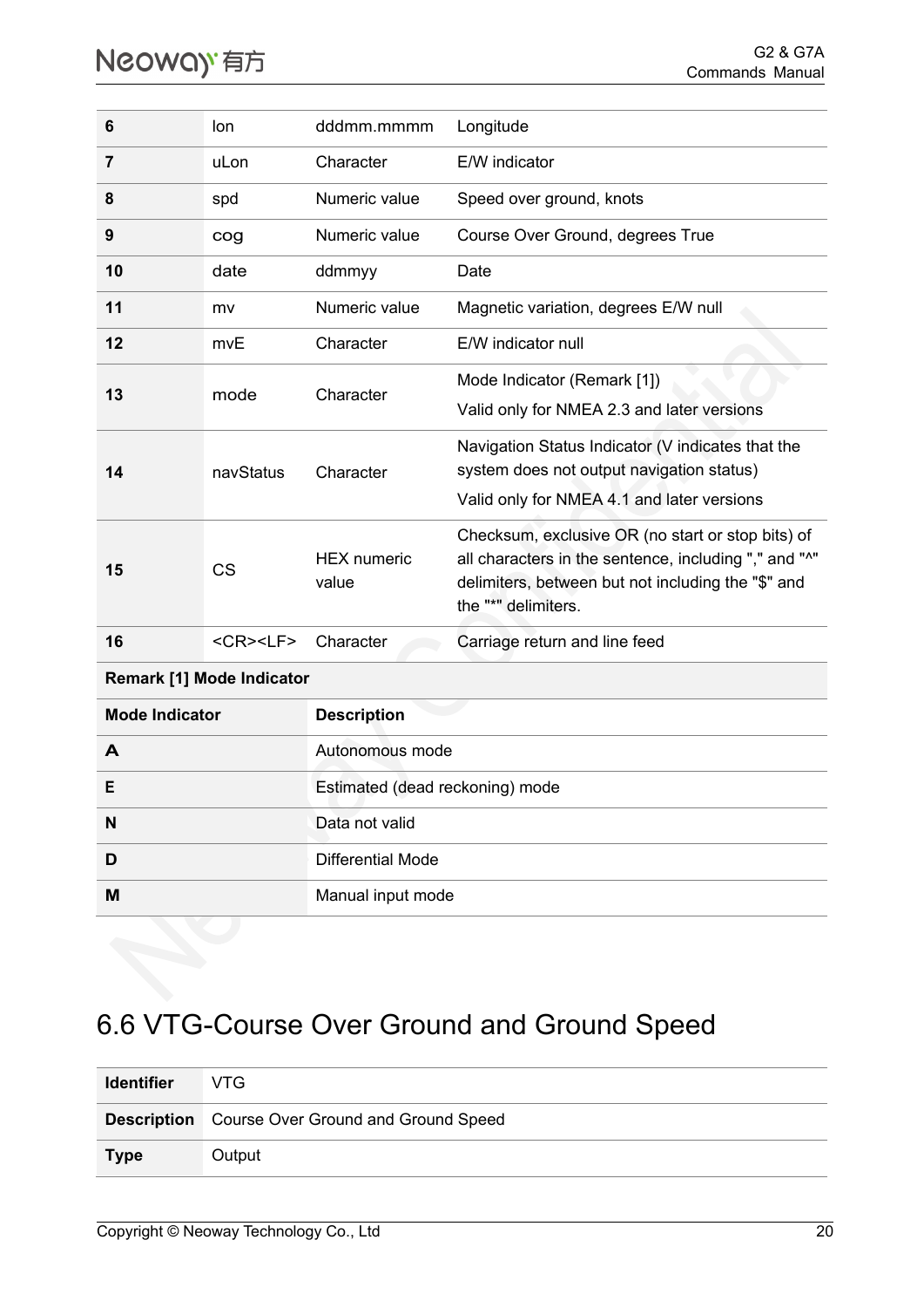| | | | |
|---|---|---|---|
| **6** | lon | dddmm.mmmm | Longitude |
| **7** | uLon | Character | E/W indicator |
| **8** | spd | Numeric value | Speed over ground, knots |
| **9** | cog | Numeric value | Course Over Ground, degrees True |
| **10** | date | ddmmyy | Date |
| **11** | mv | Numeric value | Magnetic variation, degrees E/W null |
| **12** | mvE | Character | E/W indicator null |
| **13** | mode | Character | Mode Indicator (Remark [1])<br>Valid only for NMEA 2.3 and later versions |
| **14** | navStatus | Character | Navigation Status Indicator (V indicates that the system does not output navigation status)<br>Valid only for NMEA 4.1 and later versions |
| **15** | CS | HEX numeric value | Checksum, exclusive OR (no start or stop bits) of all characters in the sentence, including "," and "^" delimiters, between but not including the "$" and the "*" delimiters. |
| **16** | <CR><LF> | Character | Carriage return and line feed |

**Remark [1] Mode Indicator**

| **Mode Indicator** | **Description** |
|---|---|
| **A** | Autonomous mode |
| **E** | Estimated (dead reckoning) mode |
| **N** | Data not valid |
| **D** | Differential Mode |
| **M** | Manual input mode |

## 6.6 VTG-Course Over Ground and Ground Speed

| | |
|---|---|
| **Identifier** | VTG |
| **Description** | Course Over Ground and Ground Speed |
| **Type** | Output |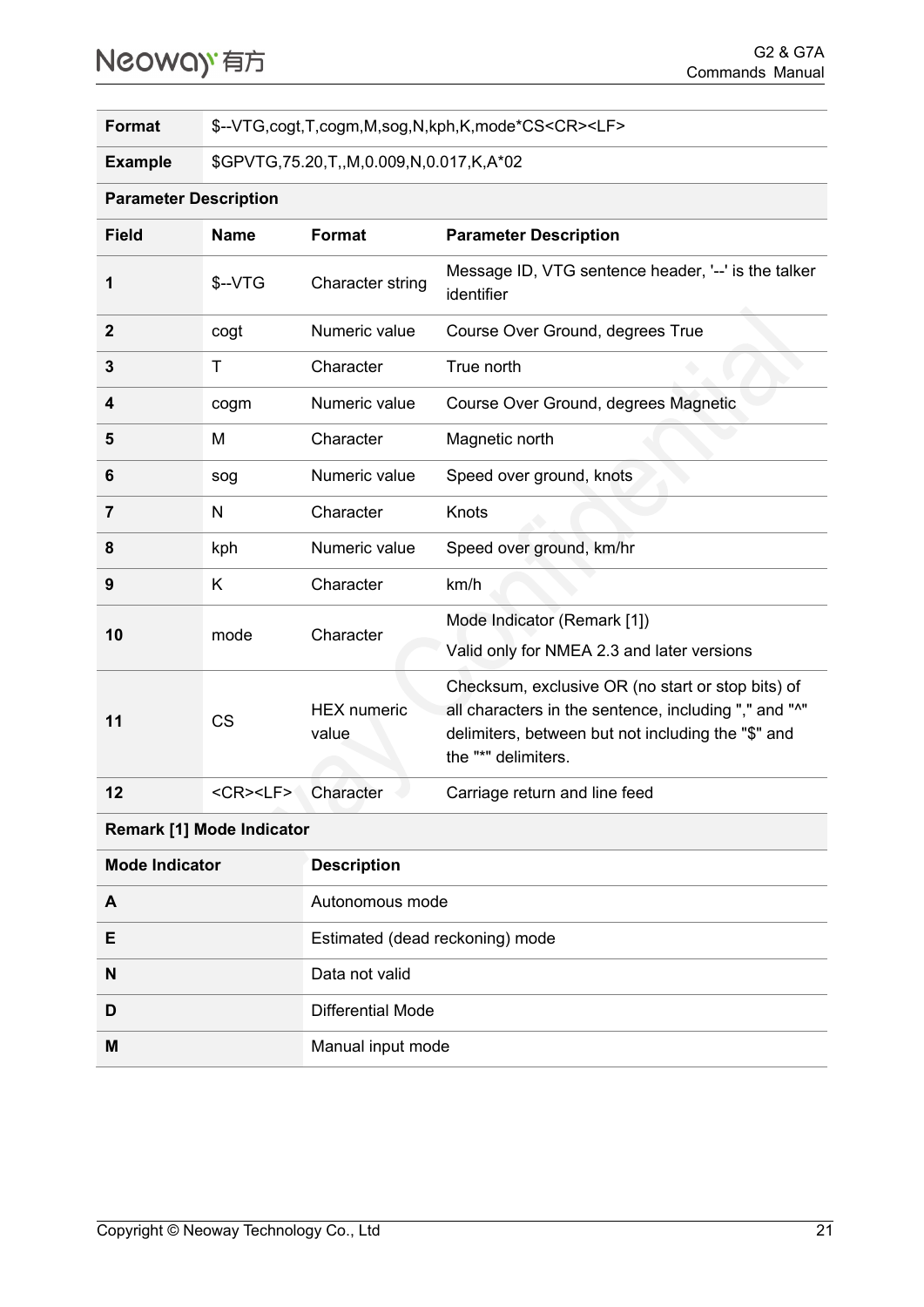| Format | $--VTG,cogt,T,cogm,M,sog,N,kph,K,mode*CS<CR><LF> | | |
|---|---|---|---|
| Example | $GPVTG,75.20,T,,M,0.009,N,0.017,K,A*02 | | |
| **Parameter Description** | | | |
| **Field** | **Name** | **Format** | **Parameter Description** |
| 1 | $--VTG | Character string | Message ID, VTG sentence header, '--' is the talker identifier |
| 2 | cogt | Numeric value | Course Over Ground, degrees True |
| 3 | T | Character | True north |
| 4 | cogm | Numeric value | Course Over Ground, degrees Magnetic |
| 5 | M | Character | Magnetic north |
| 6 | sog | Numeric value | Speed over ground, knots |
| 7 | N | Character | Knots |
| 8 | kph | Numeric value | Speed over ground, km/hr |
| 9 | K | Character | km/h |
| 10 | mode | Character | Mode Indicator (Remark [1])<br>Valid only for NMEA 2.3 and later versions |
| 11 | CS | HEX numeric value | Checksum, exclusive OR (no start or stop bits) of all characters in the sentence, including "," and "^" delimiters, between but not including the "$" and the "*" delimiters. |
| 12 | <CR><LF> | Character | Carriage return and line feed |

**Remark [1] Mode Indicator**

| Mode Indicator | Description |
|---|---|
| A | Autonomous mode |
| E | Estimated (dead reckoning) mode |
| N | Data not valid |
| D | Differential Mode |
| M | Manual input mode |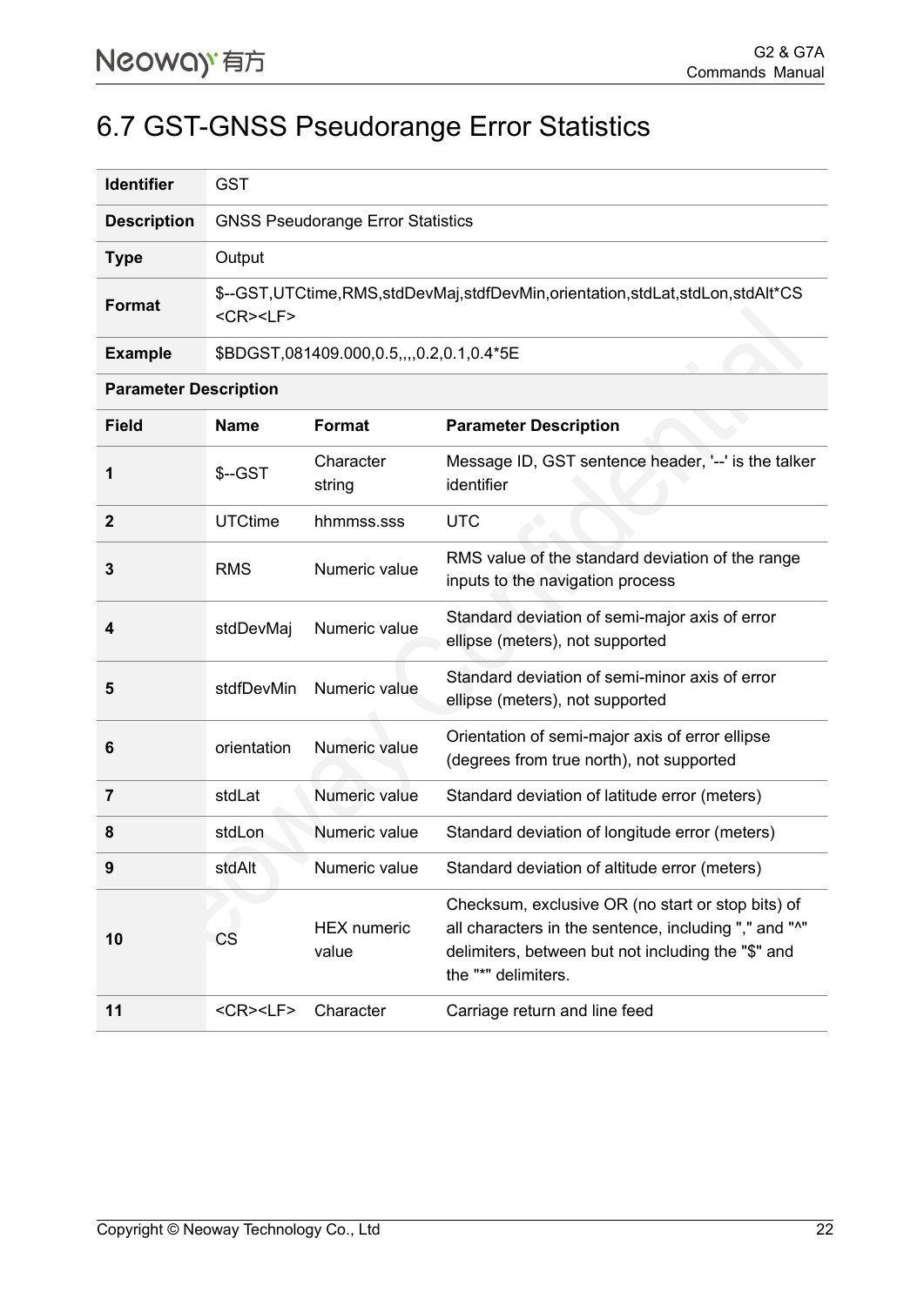# 6.7 GST-GNSS Pseudorange Error Statistics

| | | | |
|---|---|---|---|
| **Identifier** | GST | | |
| **Description** | GNSS Pseudorange Error Statistics | | |
| **Type** | Output | | |
| **Format** | $--GST,UTCtime,RMS,stdDevMaj,stdfDevMin,orientation,stdLat,stdLon,stdAlt*CS<CR><LF> | | |
| **Example** | $BDGST,081409.000,0.5,,,,0.2,0.1,0.4*5E | | |
| **Parameter Description** | | | |
| **Field** | **Name** | **Format** | **Parameter Description** |
| **1** | $--GST | Character string | Message ID, GST sentence header, '--' is the talker identifier |
| **2** | UTCtime | hhmmss.sss | UTC |
| **3** | RMS | Numeric value | RMS value of the standard deviation of the range inputs to the navigation process |
| **4** | stdDevMaj | Numeric value | Standard deviation of semi-major axis of error ellipse (meters), not supported |
| **5** | stdfDevMin | Numeric value | Standard deviation of semi-minor axis of error ellipse (meters), not supported |
| **6** | orientation | Numeric value | Orientation of semi-major axis of error ellipse (degrees from true north), not supported |
| **7** | stdLat | Numeric value | Standard deviation of latitude error (meters) |
| **8** | stdLon | Numeric value | Standard deviation of longitude error (meters) |
| **9** | stdAlt | Numeric value | Standard deviation of altitude error (meters) |
| **10** | CS | HEX numeric value | Checksum, exclusive OR (no start or stop bits) of all characters in the sentence, including "," and "^" delimiters, between but not including the "$" and the "*" delimiters. |
| **11** | <CR><LF> | Character | Carriage return and line feed |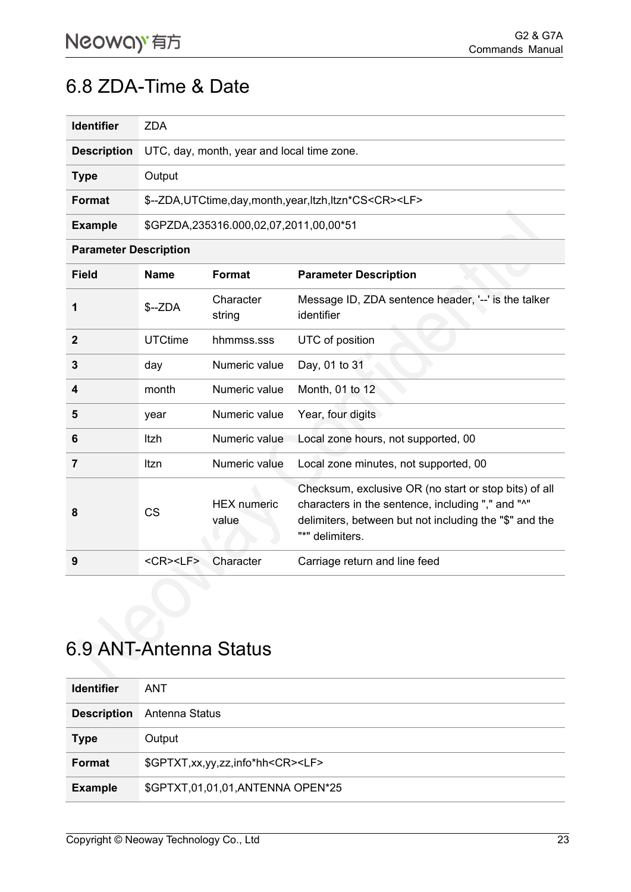## 6.8 ZDA-Time & Date

| **Identifier** | ZDA | | |
|---|---|---|---|
| **Description** | UTC, day, month, year and local time zone. | | |
| **Type** | Output | | |
| **Format** | $--ZDA,UTCtime,day,month,year,ltzh,ltzn*CS<CR><LF> | | |
| **Example** | $GPZDA,235316.000,02,07,2011,00,00*51 | | |
| **Parameter Description** | | | |
| **Field** | **Name** | **Format** | **Parameter Description** |
| **1** | $--ZDA | Character string | Message ID, ZDA sentence header, '--' is the talker identifier |
| **2** | UTCtime | hhmmss.sss | UTC of position |
| **3** | day | Numeric value | Day, 01 to 31 |
| **4** | month | Numeric value | Month, 01 to 12 |
| **5** | year | Numeric value | Year, four digits |
| **6** | ltzh | Numeric value | Local zone hours, not supported, 00 |
| **7** | ltzn | Numeric value | Local zone minutes, not supported, 00 |
| **8** | CS | HEX numeric value | Checksum, exclusive OR (no start or stop bits) of all characters in the sentence, including "," and "^" delimiters, between but not including the "$" and the "*" delimiters. |
| **9** | <CR><LF> | Character | Carriage return and line feed |

## 6.9 ANT-Antenna Status

| **Identifier** | ANT |
|---|---|
| **Description** | Antenna Status |
| **Type** | Output |
| **Format** | $GPTXT,xx,yy,zz,info*hh<CR><LF> |
| **Example** | $GPTXT,01,01,01,ANTENNA OPEN*25 |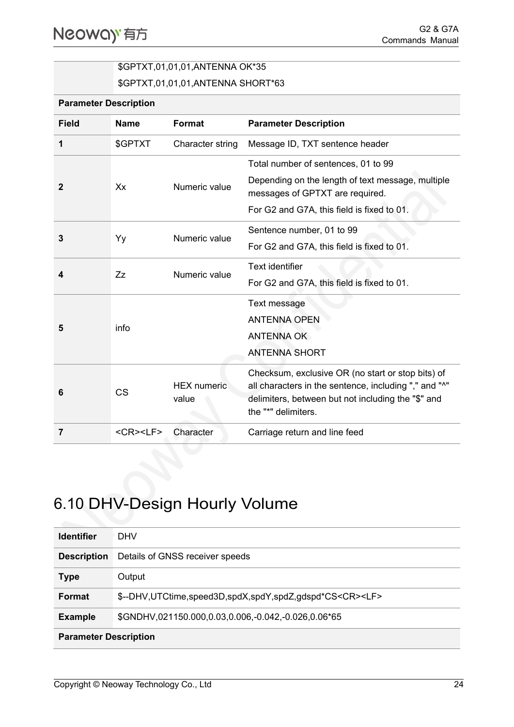| | |
|---|---|
| | $GPTXT,01,01,01,ANTENNA OK*35<br>$GPTXT,01,01,01,ANTENNA SHORT*63 |

**Parameter Description**

| Field | Name | Format | Parameter Description |
|---|---|---|---|
| 1 | $GPTXT | Character string | Message ID, TXT sentence header |
| 2 | Xx | Numeric value | Total number of sentences, 01 to 99<br>Depending on the length of text message, multiple messages of GPTXT are required.<br>For G2 and G7A, this field is fixed to 01. |
| 3 | Yy | Numeric value | Sentence number, 01 to 99<br>For G2 and G7A, this field is fixed to 01. |
| 4 | Zz | Numeric value | Text identifier<br>For G2 and G7A, this field is fixed to 01. |
| 5 | info | | Text message<br>ANTENNA OPEN<br>ANTENNA OK<br>ANTENNA SHORT |
| 6 | CS | HEX numeric value | Checksum, exclusive OR (no start or stop bits) of all characters in the sentence, including "," and "^" delimiters, between but not including the "$" and the "*" delimiters. |
| 7 | <CR><LF> | Character | Carriage return and line feed |

## 6.10 DHV-Design Hourly Volume

| | |
|---|---|
| **Identifier** | DHV |
| **Description** | Details of GNSS receiver speeds |
| **Type** | Output |
| **Format** | $--DHV,UTCtime,speed3D,spdX,spdY,spdZ,gdspd*CS<CR><LF> |
| **Example** | $GNDHV,021150.000,0.03,0.006,-0.042,-0.026,0.06*65 |

**Parameter Description**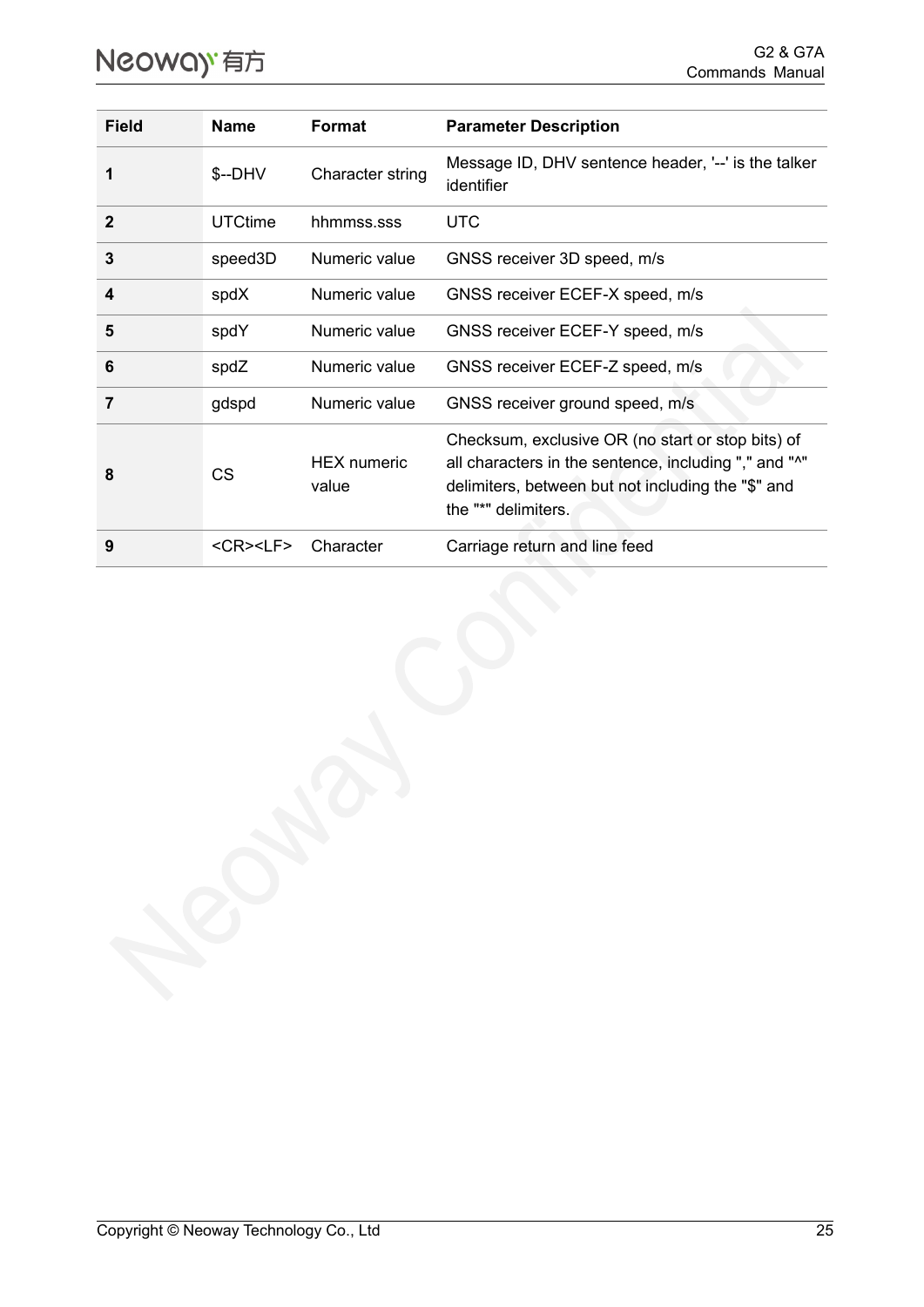| Field | Name | Format | Parameter Description |
|---|---|---|---|
| 1 | $--DHV | Character string | Message ID, DHV sentence header, '--' is the talker identifier |
| 2 | UTCtime | hhmmss.sss | UTC |
| 3 | speed3D | Numeric value | GNSS receiver 3D speed, m/s |
| 4 | spdX | Numeric value | GNSS receiver ECEF-X speed, m/s |
| 5 | spdY | Numeric value | GNSS receiver ECEF-Y speed, m/s |
| 6 | spdZ | Numeric value | GNSS receiver ECEF-Z speed, m/s |
| 7 | gdspd | Numeric value | GNSS receiver ground speed, m/s |
| 8 | CS | HEX numeric value | Checksum, exclusive OR (no start or stop bits) of all characters in the sentence, including "," and "^" delimiters, between but not including the "$" and the "*" delimiters. |
| 9 | <CR><LF> | Character | Carriage return and line feed |